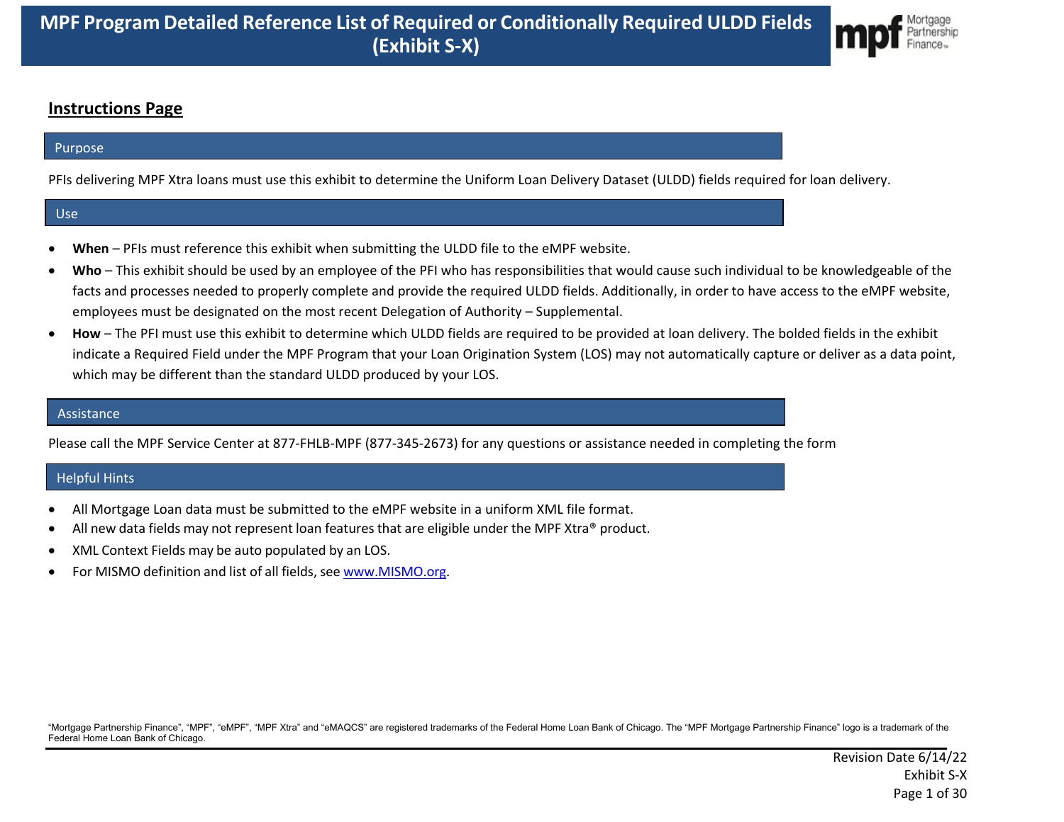# MPF Program Detailed Reference List of Required or Conditionally Required ULDD Fields (Exhibit S-X)

## Instructions Page

### Purpose

PFIs delivering MPF Xtra loans must use this exhibit to determine the Uniform Loan Delivery Dataset (ULDD) fields required for loan delivery.

### Use

- **When** – PFIs must reference this exhibit when submitting the ULDD file to the eMPF website.
- **Who** – This exhibit should be used by an employee of the PFI who has responsibilities that would cause such individual to be knowledgeable of the facts and processes needed to properly complete and provide the required ULDD fields. Additionally, in order to have access to the eMPF website, employees must be designated on the most recent Delegation of Authority – Supplemental.
- **How** – The PFI must use this exhibit to determine which ULDD fields are required to be provided at loan delivery. The bolded fields in the exhibit indicate a Required Field under the MPF Program that your Loan Origination System (LOS) may not automatically capture or deliver as a data point, which may be different than the standard ULDD produced by your LOS.

### Assistance

Please call the MPF Service Center at 877-FHLB-MPF (877-345-2673) for any questions or assistance needed in completing the form

### Helpful Hints

- All Mortgage Loan data must be submitted to the eMPF website in a uniform XML file format.
- All new data fields may not represent loan features that are eligible under the MPF Xtra® product.
- XML Context Fields may be auto populated by an LOS.
- For MISMO definition and list of all fields, see www.MISMO.org.

"Mortgage Partnership Finance", "MPF", "eMPF", "MPF Xtra" and "eMAQCS" are registered trademarks of the Federal Home Loan Bank of Chicago. The "MPF Mortgage Partnership Finance" logo is a trademark of the Federal Home Loan Bank of Chicago.

Revision Date 6/14/22
Exhibit S-X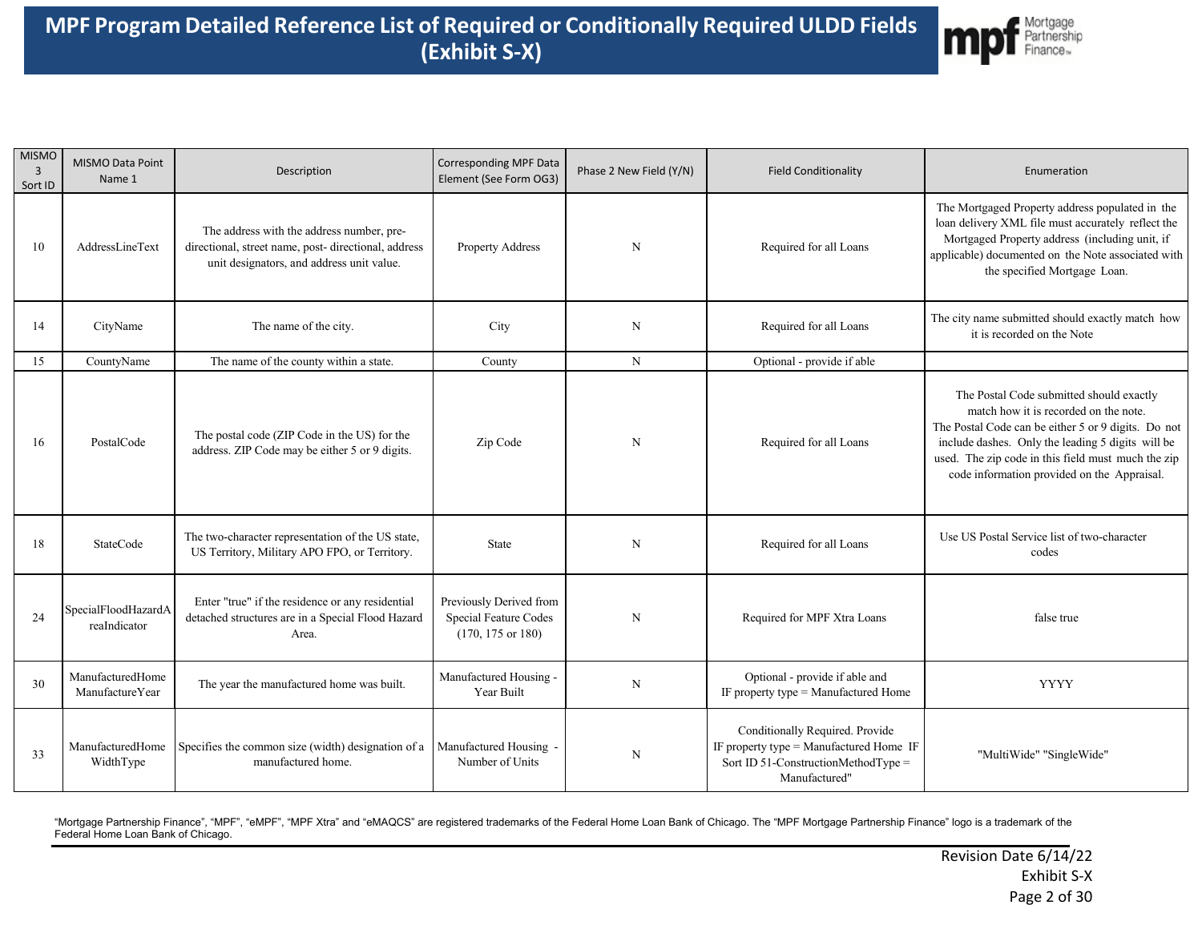# MPF Program Detailed Reference List of Required or Conditionally Required ULDD Fields (Exhibit S-X)

| MISMO 3 Sort ID | MISMO Data Point Name 1 | Description | Corresponding MPF Data Element (See Form OG3) | Phase 2 New Field (Y/N) | Field Conditionality | Enumeration |
|---|---|---|---|---|---|---|
| 10 | AddressLineText | The address with the address number, pre-directional, street name, post- directional, address unit designators, and address unit value. | Property Address | N | Required for all Loans | The Mortgaged Property address populated in the loan delivery XML file must accurately reflect the Mortgaged Property address (including unit, if applicable) documented on the Note associated with the specified Mortgage Loan. |
| 14 | CityName | The name of the city. | City | N | Required for all Loans | The city name submitted should exactly match how it is recorded on the Note |
| 15 | CountyName | The name of the county within a state. | County | N | Optional - provide if able | |
| 16 | PostalCode | The postal code (ZIP Code in the US) for the address. ZIP Code may be either 5 or 9 digits. | Zip Code | N | Required for all Loans | The Postal Code submitted should exactly match how it is recorded on the note. The Postal Code can be either 5 or 9 digits. Do not include dashes. Only the leading 5 digits will be used. The zip code in this field must much the zip code information provided on the Appraisal. |
| 18 | StateCode | The two-character representation of the US state, US Territory, Military APO FPO, or Territory. | State | N | Required for all Loans | Use US Postal Service list of two-character codes |
| 24 | SpecialFloodHazardAreaIndicator | Enter "true" if the residence or any residential detached structures are in a Special Flood Hazard Area. | Previously Derived from Special Feature Codes (170, 175 or 180) | N | Required for MPF Xtra Loans | false true |
| 30 | ManufacturedHomeManufactureYear | The year the manufactured home was built. | Manufactured Housing - Year Built | N | Optional - provide if able and IF property type = Manufactured Home | YYYY |
| 33 | ManufacturedHomeWidthType | Specifies the common size (width) designation of a manufactured home. | Manufactured Housing - Number of Units | N | Conditionally Required. Provide IF property type = Manufactured Home IF Sort ID 51-ConstructionMethodType = Manufactured" | "MultiWide" "SingleWide" |

"Mortgage Partnership Finance", "MPF", "eMPF", "MPF Xtra" and "eMAQCS" are registered trademarks of the Federal Home Loan Bank of Chicago. The "MPF Mortgage Partnership Finance" logo is a trademark of the Federal Home Loan Bank of Chicago.

Revision Date 6/14/22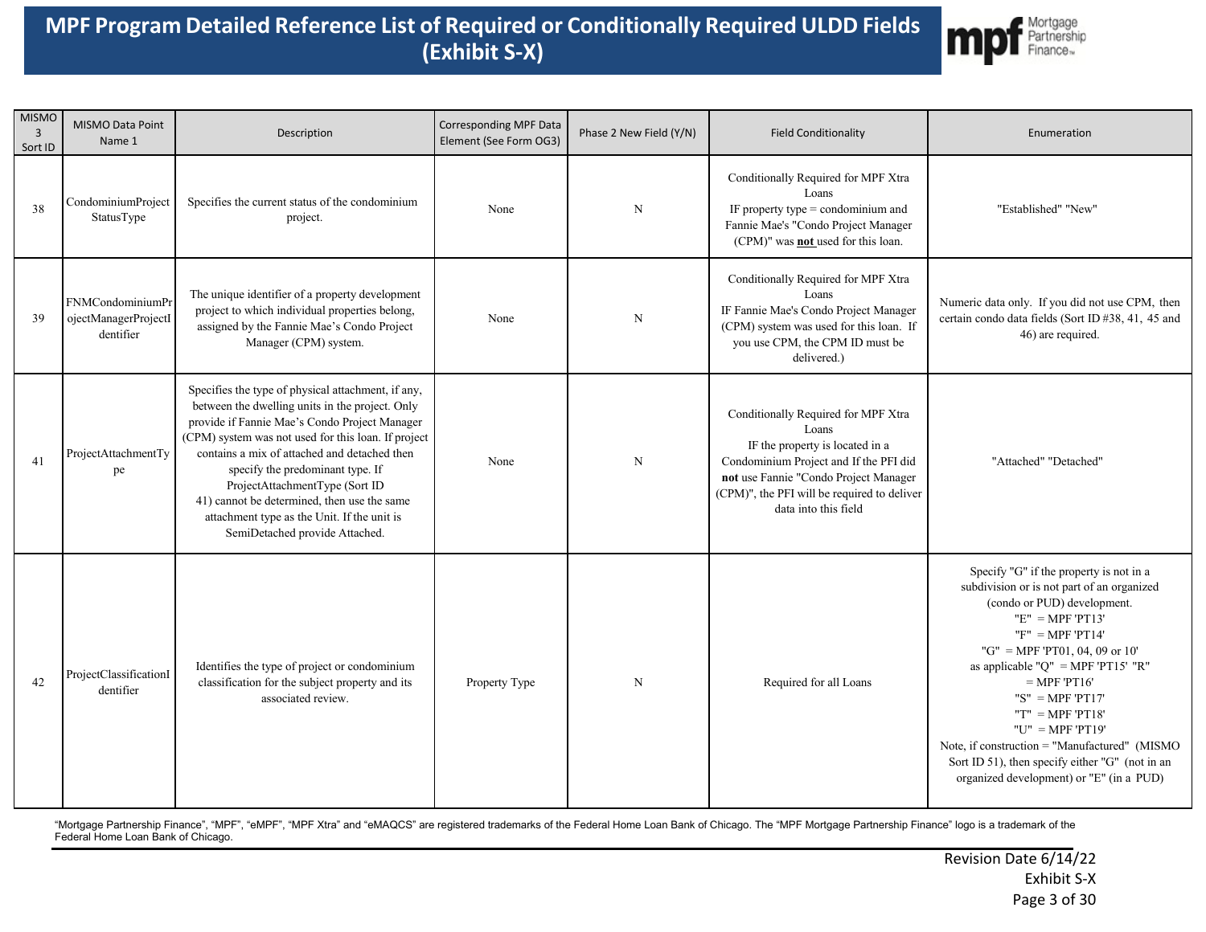# MPF Program Detailed Reference List of Required or Conditionally Required ULDD Fields (Exhibit S-X)

| MISMO 3 Sort ID | MISMO Data Point Name 1 | Description | Corresponding MPF Data Element (See Form OG3) | Phase 2 New Field (Y/N) | Field Conditionality | Enumeration |
|---|---|---|---|---|---|---|
| 38 | CondominiumProjectStatusType | Specifies the current status of the condominium project. | None | N | Conditionally Required for MPF Xtra Loans IF property type = condominium and Fannie Mae's "Condo Project Manager (CPM)" was **not** used for this loan. | "Established" "New" |
| 39 | FNMCondominiumProjectManagerProjectIdentifier | The unique identifier of a property development project to which individual properties belong, assigned by the Fannie Mae's Condo Project Manager (CPM) system. | None | N | Conditionally Required for MPF Xtra Loans IF Fannie Mae's Condo Project Manager (CPM) system was used for this loan. If you use CPM, the CPM ID must be delivered.) | Numeric data only. If you did not use CPM, then certain condo data fields (Sort ID #38, 41, 45 and 46) are required. |
| 41 | ProjectAttachmentType | Specifies the type of physical attachment, if any, between the dwelling units in the project. Only provide if Fannie Mae's Condo Project Manager (CPM) system was not used for this loan. If project contains a mix of attached and detached then specify the predominant type. If ProjectAttachmentType (Sort ID 41) cannot be determined, then use the same attachment type as the Unit. If the unit is SemiDetached provide Attached. | None | N | Conditionally Required for MPF Xtra Loans IF the property is located in a Condominium Project and If the PFI did **not** use Fannie "Condo Project Manager (CPM)", the PFI will be required to deliver data into this field | "Attached" "Detached" |
| 42 | ProjectClassificationIdentifier | Identifies the type of project or condominium classification for the subject property and its associated review. | Property Type | N | Required for all Loans | Specify "G" if the property is not in a subdivision or is not part of an organized (condo or PUD) development. "E" = MPF 'PT13' "F" = MPF 'PT14' "G" = MPF 'PT01, 04, 09 or 10' as applicable "Q" = MPF 'PT15' "R" = MPF 'PT16' "S" = MPF 'PT17' "T" = MPF 'PT18' "U" = MPF 'PT19' Note, if construction = "Manufactured" (MISMO Sort ID 51), then specify either "G" (not in an organized development) or "E" (in a PUD) |

"Mortgage Partnership Finance", "MPF", "eMPF", "MPF Xtra" and "eMAQCS" are registered trademarks of the Federal Home Loan Bank of Chicago. The "MPF Mortgage Partnership Finance" logo is a trademark of the Federal Home Loan Bank of Chicago.

Revision Date 6/14/22
Exhibit S-X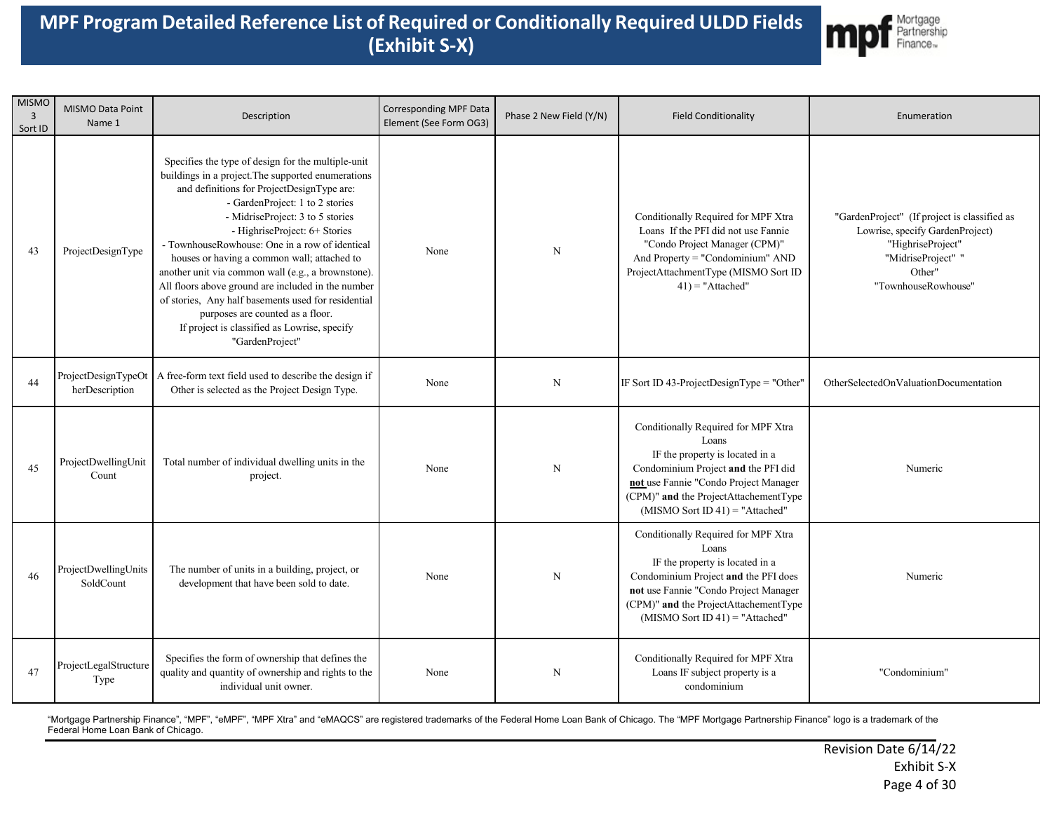# MPF Program Detailed Reference List of Required or Conditionally Required ULDD Fields (Exhibit S-X)

| MISMO 3 Sort ID | MISMO Data Point Name 1 | Description | Corresponding MPF Data Element (See Form OG3) | Phase 2 New Field (Y/N) | Field Conditionality | Enumeration |
|---|---|---|---|---|---|---|
| 43 | ProjectDesignType | Specifies the type of design for the multiple-unit buildings in a project.The supported enumerations and definitions for ProjectDesignType are: - GardenProject: 1 to 2 stories - MidriseProject: 3 to 5 stories - HighriseProject: 6+ Stories - TownhouseRowhouse: One in a row of identical houses or having a common wall; attached to another unit via common wall (e.g., a brownstone). All floors above ground are included in the number of stories, Any half basements used for residential purposes are counted as a floor. If project is classified as Lowrise, specify "GardenProject" | None | N | Conditionally Required for MPF Xtra Loans If the PFI did not use Fannie "Condo Project Manager (CPM)" And Property = "Condominium" AND ProjectAttachmentType (MISMO Sort ID 41) = "Attached" | "GardenProject" (If project is classified as Lowrise, specify GardenProject) "HighriseProject" "MidriseProject" " Other" "TownhouseRowhouse" |
| 44 | ProjectDesignTypeOtherDescription | A free-form text field used to describe the design if Other is selected as the Project Design Type. | None | N | IF Sort ID 43-ProjectDesignType = "Other" | OtherSelectedOnValuationDocumentation |
| 45 | ProjectDwellingUnitCount | Total number of individual dwelling units in the project. | None | N | Conditionally Required for MPF Xtra Loans IF the property is located in a Condominium Project **and** the PFI did **not** use Fannie "Condo Project Manager (CPM)" **and** the ProjectAttachementType (MISMO Sort ID 41) = "Attached" | Numeric |
| 46 | ProjectDwellingUnitsSoldCount | The number of units in a building, project, or development that have been sold to date. | None | N | Conditionally Required for MPF Xtra Loans IF the property is located in a Condominium Project **and** the PFI does **not** use Fannie "Condo Project Manager (CPM)" **and** the ProjectAttachementType (MISMO Sort ID 41) = "Attached" | Numeric |
| 47 | ProjectLegalStructureType | Specifies the form of ownership that defines the quality and quantity of ownership and rights to the individual unit owner. | None | N | Conditionally Required for MPF Xtra Loans IF subject property is a condominium | "Condominium" |

"Mortgage Partnership Finance", "MPF", "eMPF", "MPF Xtra" and "eMAQCS" are registered trademarks of the Federal Home Loan Bank of Chicago. The "MPF Mortgage Partnership Finance" logo is a trademark of the Federal Home Loan Bank of Chicago.

Revision Date 6/14/22
Exhibit S-X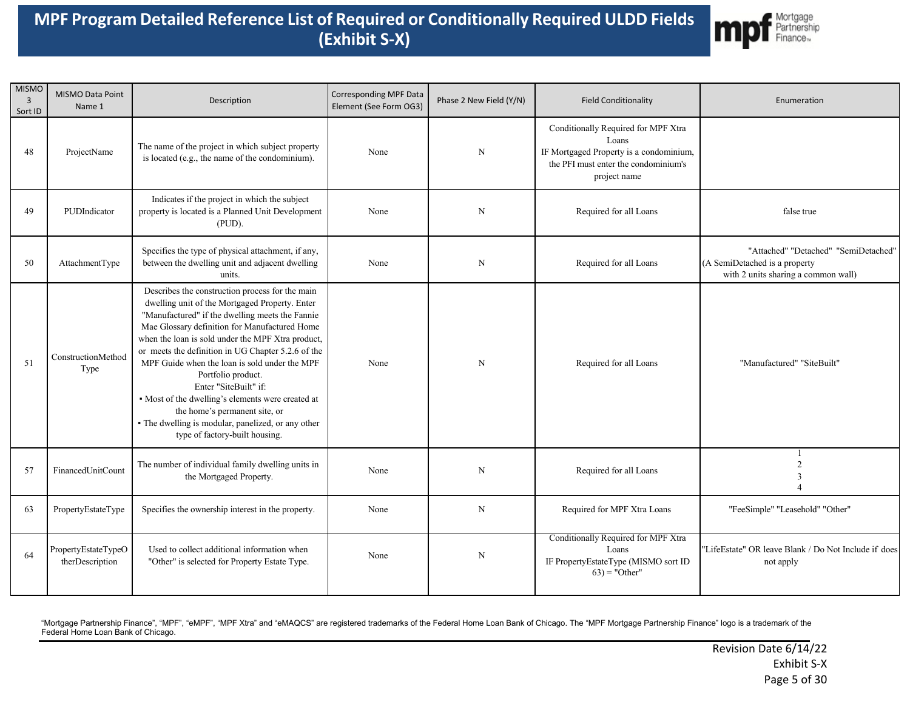# MPF Program Detailed Reference List of Required or Conditionally Required ULDD Fields (Exhibit S-X)

| MISMO 3 Sort ID | MISMO Data Point Name 1 | Description | Corresponding MPF Data Element (See Form OG3) | Phase 2 New Field (Y/N) | Field Conditionality | Enumeration |
|---|---|---|---|---|---|---|
| 48 | ProjectName | The name of the project in which subject property is located (e.g., the name of the condominium). | None | N | Conditionally Required for MPF Xtra Loans<br>IF Mortgaged Property is a condominium, the PFI must enter the condominium's project name | |
| 49 | PUDIndicator | Indicates if the project in which the subject property is located is a Planned Unit Development (PUD). | None | N | Required for all Loans | false true |
| 50 | AttachmentType | Specifies the type of physical attachment, if any, between the dwelling unit and adjacent dwelling units. | None | N | Required for all Loans | "Attached" "Detached" "SemiDetached" (A SemiDetached is a property with 2 units sharing a common wall) |
| 51 | ConstructionMethodType | Describes the construction process for the main dwelling unit of the Mortgaged Property. Enter "Manufactured" if the dwelling meets the Fannie Mae Glossary definition for Manufactured Home when the loan is sold under the MPF Xtra product, or meets the definition in UG Chapter 5.2.6 of the MPF Guide when the loan is sold under the MPF Portfolio product.<br>Enter "SiteBuilt" if:<br>▪ Most of the dwelling's elements were created at the home's permanent site, or<br>▪ The dwelling is modular, panelized, or any other type of factory-built housing. | None | N | Required for all Loans | "Manufactured" "SiteBuilt" |
| 57 | FinancedUnitCount | The number of individual family dwelling units in the Mortgaged Property. | None | N | Required for all Loans | 1<br>2<br>3<br>4 |
| 63 | PropertyEstateType | Specifies the ownership interest in the property. | None | N | Required for MPF Xtra Loans | "FeeSimple" "Leasehold" "Other" |
| 64 | PropertyEstateTypeOtherDescription | Used to collect additional information when "Other" is selected for Property Estate Type. | None | N | Conditionally Required for MPF Xtra Loans<br>IF PropertyEstateType (MISMO sort ID 63) = "Other" | "LifeEstate" OR leave Blank / Do Not Include if does not apply |

"Mortgage Partnership Finance", "MPF", "eMPF", "MPF Xtra" and "eMAQCS" are registered trademarks of the Federal Home Loan Bank of Chicago. The "MPF Mortgage Partnership Finance" logo is a trademark of the Federal Home Loan Bank of Chicago.

Revision Date 6/14/22
Exhibit S-X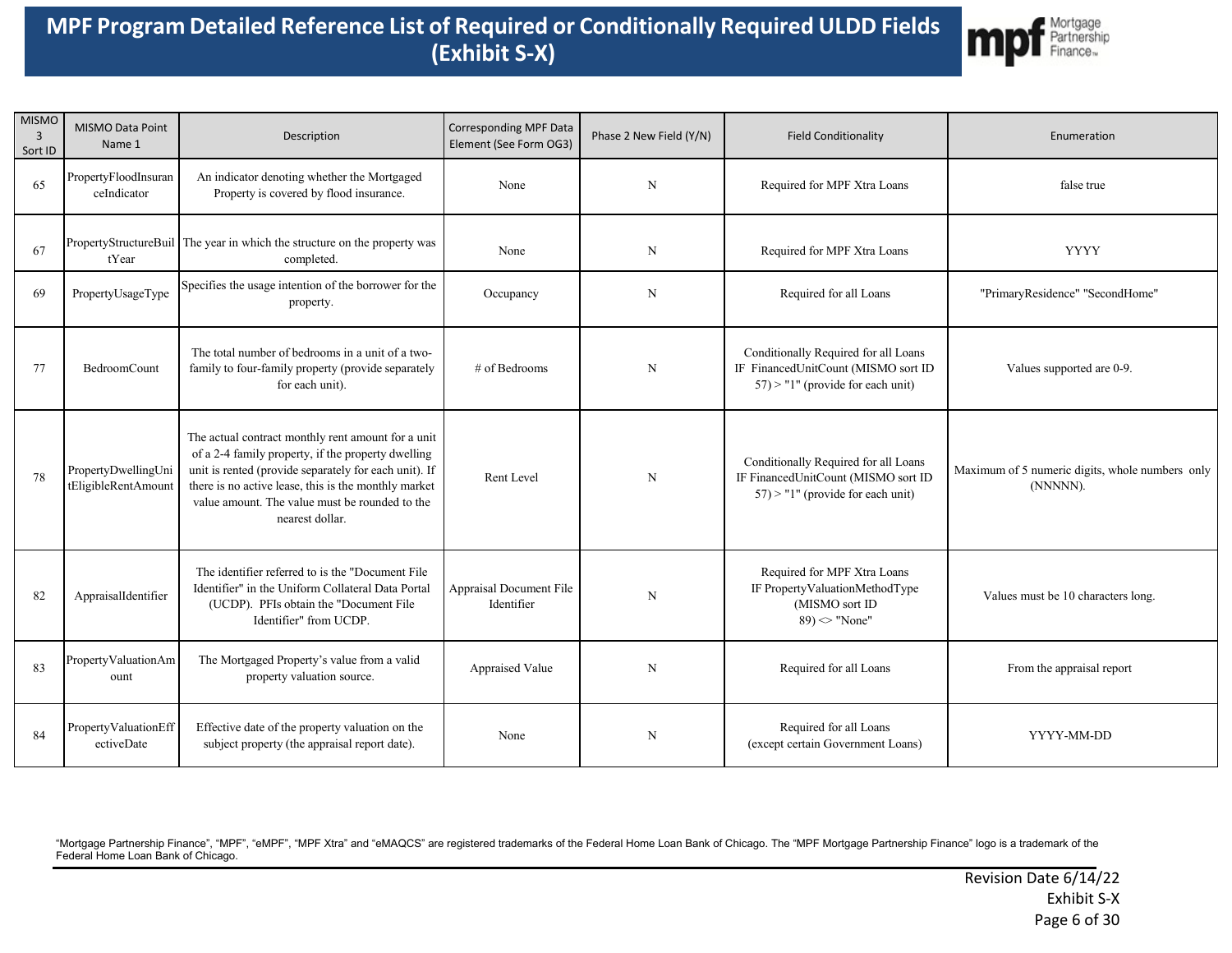# MPF Program Detailed Reference List of Required or Conditionally Required ULDD Fields (Exhibit S-X)

| MISMO 3 Sort ID | MISMO Data Point Name 1 | Description | Corresponding MPF Data Element (See Form OG3) | Phase 2 New Field (Y/N) | Field Conditionality | Enumeration |
|---|---|---|---|---|---|---|
| 65 | PropertyFloodInsuranceIndicator | An indicator denoting whether the Mortgaged Property is covered by flood insurance. | None | N | Required for MPF Xtra Loans | false true |
| 67 | PropertyStructureBuiltYear | The year in which the structure on the property was completed. | None | N | Required for MPF Xtra Loans | YYYY |
| 69 | PropertyUsageType | Specifies the usage intention of the borrower for the property. | Occupancy | N | Required for all Loans | "PrimaryResidence" "SecondHome" |
| 77 | BedroomCount | The total number of bedrooms in a unit of a two-family to four-family property (provide separately for each unit). | # of Bedrooms | N | Conditionally Required for all Loans IF FinancedUnitCount (MISMO sort ID 57) > "1" (provide for each unit) | Values supported are 0-9. |
| 78 | PropertyDwellingUnitEligibleRentAmount | The actual contract monthly rent amount for a unit of a 2-4 family property, if the property dwelling unit is rented (provide separately for each unit). If there is no active lease, this is the monthly market value amount. The value must be rounded to the nearest dollar. | Rent Level | N | Conditionally Required for all Loans IF FinancedUnitCount (MISMO sort ID 57) > "1" (provide for each unit) | Maximum of 5 numeric digits, whole numbers only (NNNNN). |
| 82 | AppraisalIdentifier | The identifier referred to is the "Document File Identifier" in the Uniform Collateral Data Portal (UCDP). PFIs obtain the "Document File Identifier" from UCDP. | Appraisal Document File Identifier | N | Required for MPF Xtra Loans IF PropertyValuationMethodType (MISMO sort ID 89) <> "None" | Values must be 10 characters long. |
| 83 | PropertyValuationAmount | The Mortgaged Property's value from a valid property valuation source. | Appraised Value | N | Required for all Loans | From the appraisal report |
| 84 | PropertyValuationEffectiveDate | Effective date of the property valuation on the subject property (the appraisal report date). | None | N | Required for all Loans (except certain Government Loans) | YYYY-MM-DD |

"Mortgage Partnership Finance", "MPF", "eMPF", "MPF Xtra" and "eMAQCS" are registered trademarks of the Federal Home Loan Bank of Chicago. The "MPF Mortgage Partnership Finance" logo is a trademark of the Federal Home Loan Bank of Chicago.

Revision Date 6/14/22
Exhibit S-X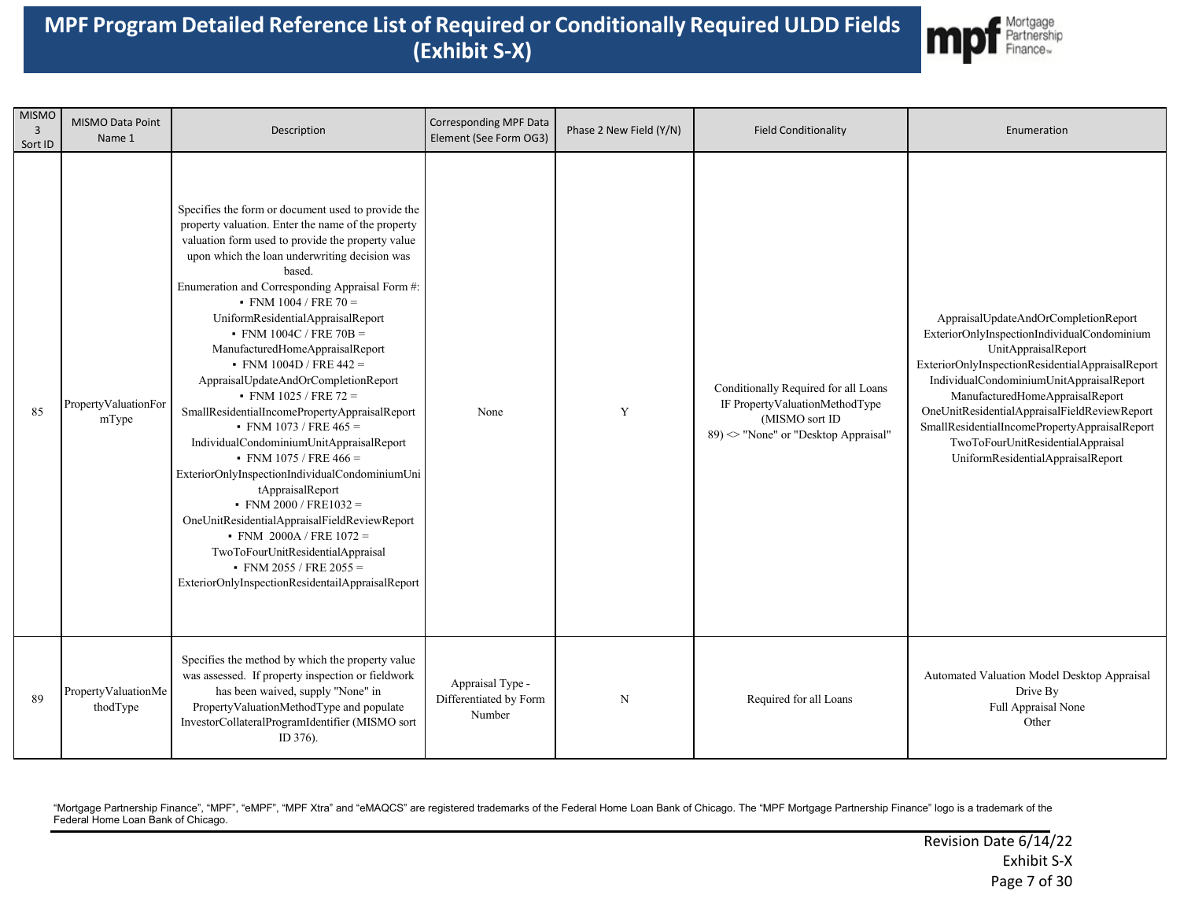# MPF Program Detailed Reference List of Required or Conditionally Required ULDD Fields (Exhibit S-X)

| MISMO 3 Sort ID | MISMO Data Point Name 1 | Description | Corresponding MPF Data Element (See Form OG3) | Phase 2 New Field (Y/N) | Field Conditionality | Enumeration |
|---|---|---|---|---|---|---|
| 85 | PropertyValuationFormType | Specifies the form or document used to provide the property valuation. Enter the name of the property valuation form used to provide the property value upon which the loan underwriting decision was based.<br>Enumeration and Corresponding Appraisal Form #:<br>▪ FNM 1004 / FRE 70 = UniformResidentialAppraisalReport<br>▪ FNM 1004C / FRE 70B = ManufacturedHomeAppraisalReport<br>▪ FNM 1004D / FRE 442 = AppraisalUpdateAndOrCompletionReport<br>▪ FNM 1025 / FRE 72 = SmallResidentialIncomePropertyAppraisalReport<br>▪ FNM 1073 / FRE 465 = IndividualCondominiumUnitAppraisalReport<br>▪ FNM 1075 / FRE 466 = ExteriorOnlyInspectionIndividualCondominiumUnitAppraisalReport<br>▪ FNM 2000 / FRE1032 = OneUnitResidentialAppraisalFieldReviewReport<br>▪ FNM 2000A / FRE 1072 = TwoToFourUnitResidentialAppraisal<br>▪ FNM 2055 / FRE 2055 = ExteriorOnlyInspectionResidentailAppraisalReport | None | Y | Conditionally Required for all Loans IF PropertyValuationMethodType (MISMO sort ID 89) <> "None" or "Desktop Appraisal" | AppraisalUpdateAndOrCompletionReport<br>ExteriorOnlyInspectionIndividualCondominiumUnitAppraisalReport<br>ExteriorOnlyInspectionResidentialAppraisalReport<br>IndividualCondominiumUnitAppraisalReport<br>ManufacturedHomeAppraisalReport<br>OneUnitResidentialAppraisalFieldReviewReport<br>SmallResidentialIncomePropertyAppraisalReport<br>TwoToFourUnitResidentialAppraisal<br>UniformResidentialAppraisalReport |
| 89 | PropertyValuationMethodType | Specifies the method by which the property value was assessed. If property inspection or fieldwork has been waived, supply "None" in PropertyValuationMethodType and populate InvestorCollateralProgramIdentifier (MISMO sort ID 376). | Appraisal Type - Differentiated by Form Number | N | Required for all Loans | Automated Valuation Model Desktop Appraisal<br>Drive By<br>Full Appraisal None<br>Other |

"Mortgage Partnership Finance", "MPF", "eMPF", "MPF Xtra" and "eMAQCS" are registered trademarks of the Federal Home Loan Bank of Chicago. The "MPF Mortgage Partnership Finance" logo is a trademark of the Federal Home Loan Bank of Chicago.

Revision Date 6/14/22
Exhibit S-X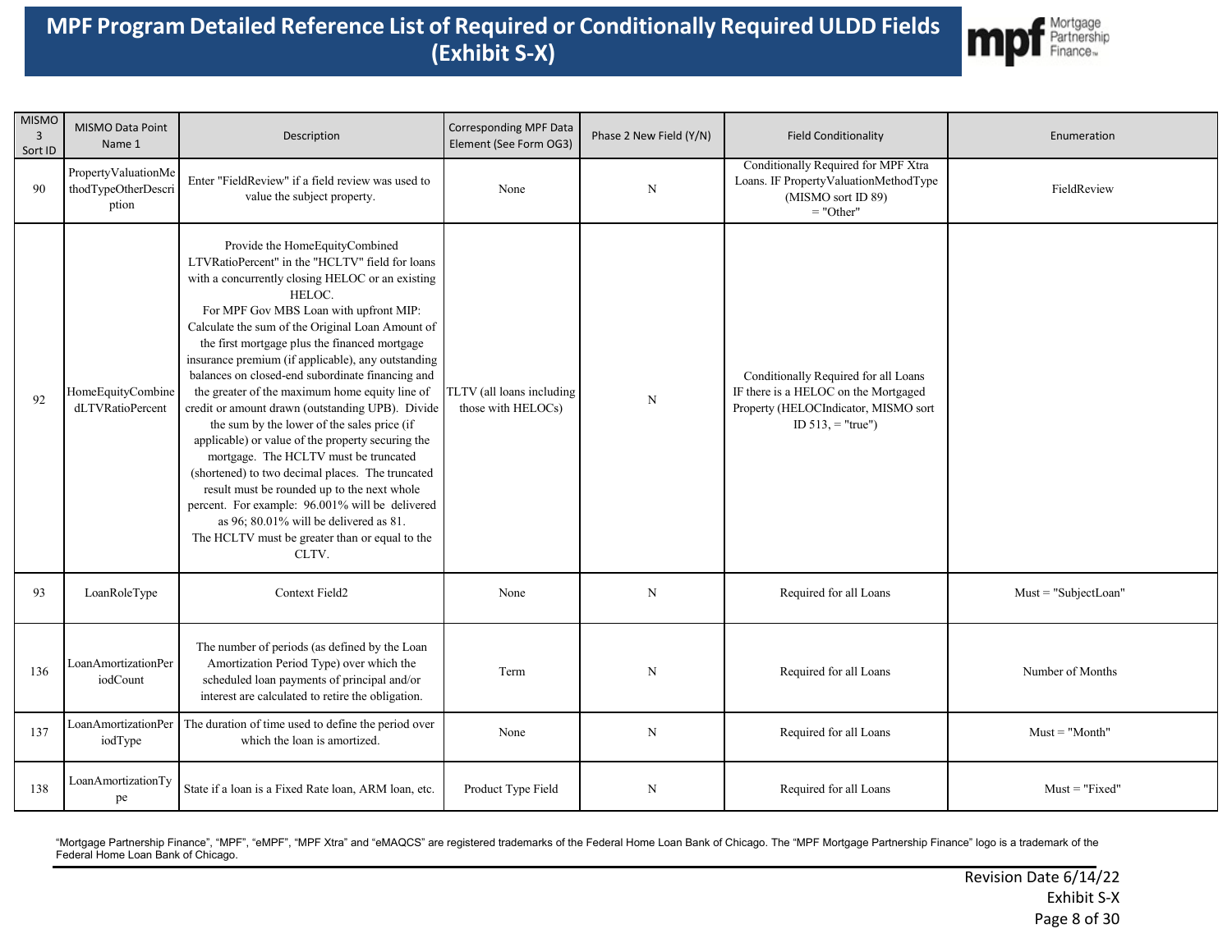# MPF Program Detailed Reference List of Required or Conditionally Required ULDD Fields (Exhibit S-X)

| MISMO 3 Sort ID | MISMO Data Point Name 1 | Description | Corresponding MPF Data Element (See Form OG3) | Phase 2 New Field (Y/N) | Field Conditionality | Enumeration |
|---|---|---|---|---|---|---|
| 90 | PropertyValuationMethodTypeOtherDescription | Enter "FieldReview" if a field review was used to value the subject property. | None | N | Conditionally Required for MPF Xtra Loans. IF PropertyValuationMethodType (MISMO sort ID 89) = "Other" | FieldReview |
| 92 | HomeEquityCombinedLTVRatioPercent | Provide the HomeEquityCombinedLTVRatioPercent" in the "HCLTV" field for loans with a concurrently closing HELOC or an existing HELOC. For MPF Gov MBS Loan with upfront MIP: Calculate the sum of the Original Loan Amount of the first mortgage plus the financed mortgage insurance premium (if applicable), any outstanding balances on closed-end subordinate financing and the greater of the maximum home equity line of credit or amount drawn (outstanding UPB). Divide the sum by the lower of the sales price (if applicable) or value of the property securing the mortgage. The HCLTV must be truncated (shortened) to two decimal places. The truncated result must be rounded up to the next whole percent. For example: 96.001% will be delivered as 96; 80.01% will be delivered as 81. The HCLTV must be greater than or equal to the CLTV. | TLTV (all loans including those with HELOCs) | N | Conditionally Required for all Loans IF there is a HELOC on the Mortgaged Property (HELOCIndicator, MISMO sort ID 513, = "true") | |
| 93 | LoanRoleType | Context Field2 | None | N | Required for all Loans | Must = "SubjectLoan" |
| 136 | LoanAmortizationPeriodCount | The number of periods (as defined by the Loan Amortization Period Type) over which the scheduled loan payments of principal and/or interest are calculated to retire the obligation. | Term | N | Required for all Loans | Number of Months |
| 137 | LoanAmortizationPeriodType | The duration of time used to define the period over which the loan is amortized. | None | N | Required for all Loans | Must = "Month" |
| 138 | LoanAmortizationType | State if a loan is a Fixed Rate loan, ARM loan, etc. | Product Type Field | N | Required for all Loans | Must = "Fixed" |

"Mortgage Partnership Finance", "MPF", "eMPF", "MPF Xtra" and "eMAQCS" are registered trademarks of the Federal Home Loan Bank of Chicago. The "MPF Mortgage Partnership Finance" logo is a trademark of the Federal Home Loan Bank of Chicago.

Revision Date 6/14/22
Exhibit S-X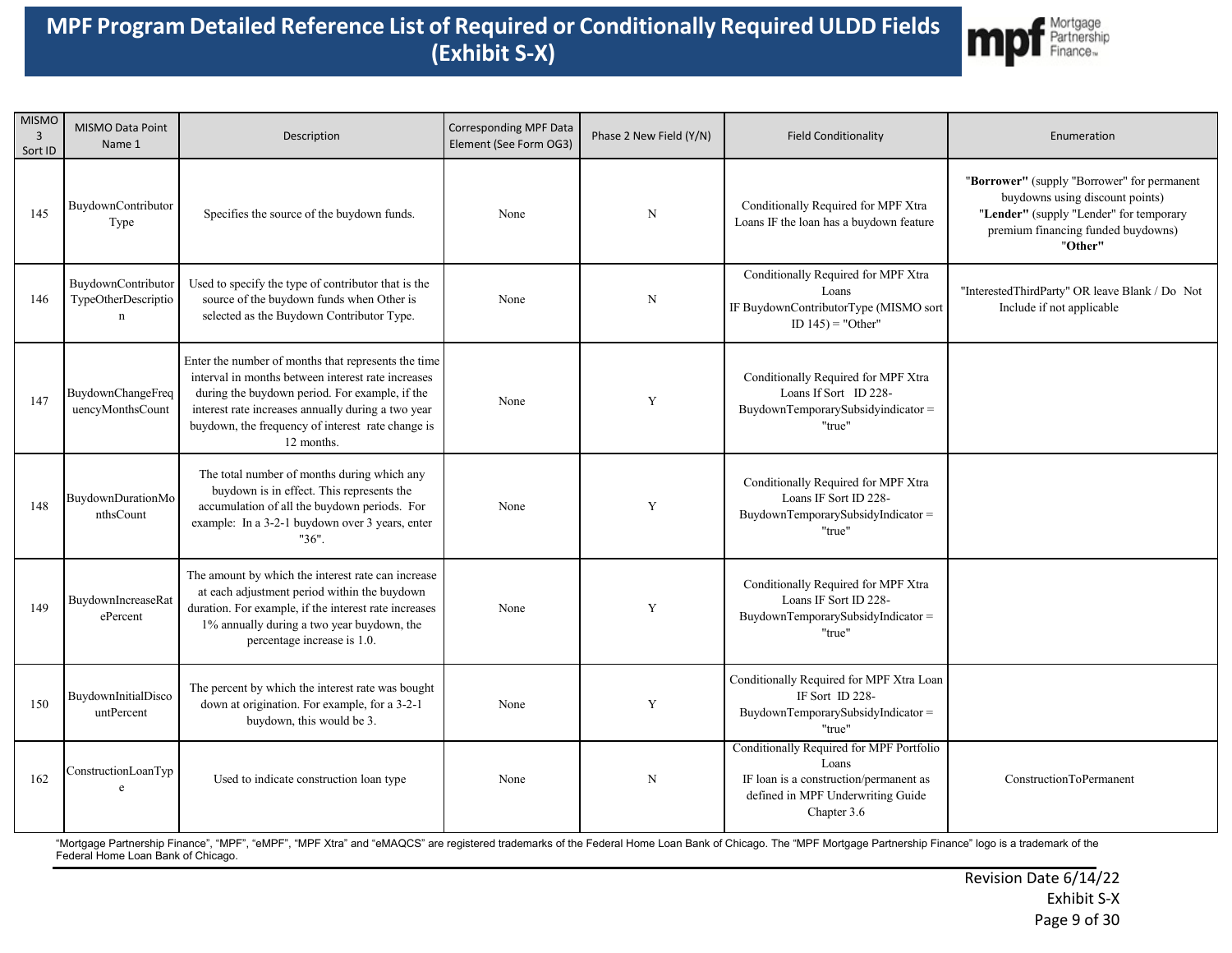# MPF Program Detailed Reference List of Required or Conditionally Required ULDD Fields (Exhibit S-X)

| MISMO 3 Sort ID | MISMO Data Point Name 1 | Description | Corresponding MPF Data Element (See Form OG3) | Phase 2 New Field (Y/N) | Field Conditionality | Enumeration |
|---|---|---|---|---|---|---|
| 145 | BuydownContributorType | Specifies the source of the buydown funds. | None | N | Conditionally Required for MPF Xtra Loans IF the loan has a buydown feature | **"Borrower"** (supply "Borrower" for permanent buydowns using discount points) **"Lender"** (supply "Lender" for temporary premium financing funded buydowns) **"Other"** |
| 146 | BuydownContributorTypeOtherDescription | Used to specify the type of contributor that is the source of the buydown funds when Other is selected as the Buydown Contributor Type. | None | N | Conditionally Required for MPF Xtra Loans IF BuydownContributorType (MISMO sort ID 145) = "Other" | "InterestedThirdParty" OR leave Blank / Do Not Include if not applicable |
| 147 | BuydownChangeFrequencyMonthsCount | Enter the number of months that represents the time interval in months between interest rate increases during the buydown period. For example, if the interest rate increases annually during a two year buydown, the frequency of interest rate change is 12 months. | None | Y | Conditionally Required for MPF Xtra Loans If Sort ID 228-BuydownTemporarySubsidyindicator = "true" | |
| 148 | BuydownDurationMonthsCount | The total number of months during which any buydown is in effect. This represents the accumulation of all the buydown periods. For example: In a 3-2-1 buydown over 3 years, enter "36". | None | Y | Conditionally Required for MPF Xtra Loans IF Sort ID 228-BuydownTemporarySubsidyIndicator = "true" | |
| 149 | BuydownIncreaseRatePercent | The amount by which the interest rate can increase at each adjustment period within the buydown duration. For example, if the interest rate increases 1% annually during a two year buydown, the percentage increase is 1.0. | None | Y | Conditionally Required for MPF Xtra Loans IF Sort ID 228-BuydownTemporarySubsidyIndicator = "true" | |
| 150 | BuydownInitialDiscountPercent | The percent by which the interest rate was bought down at origination. For example, for a 3-2-1 buydown, this would be 3. | None | Y | Conditionally Required for MPF Xtra Loan IF Sort ID 228-BuydownTemporarySubsidyIndicator = "true" | |
| 162 | ConstructionLoanType | Used to indicate construction loan type | None | N | Conditionally Required for MPF Portfolio Loans IF loan is a construction/permanent as defined in MPF Underwriting Guide Chapter 3.6 | ConstructionToPermanent |

"Mortgage Partnership Finance", "MPF", "eMPF", "MPF Xtra" and "eMAQCS" are registered trademarks of the Federal Home Loan Bank of Chicago. The "MPF Mortgage Partnership Finance" logo is a trademark of the Federal Home Loan Bank of Chicago.

Revision Date 6/14/22
Exhibit S-X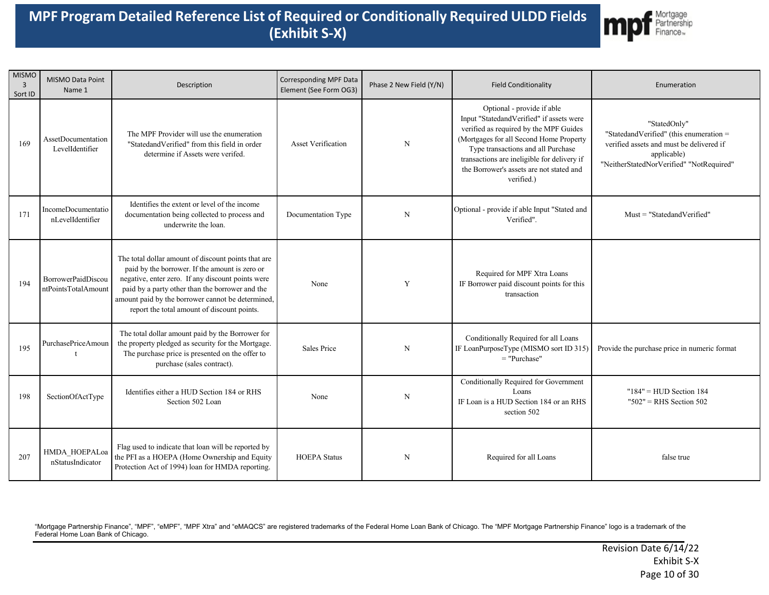# MPF Program Detailed Reference List of Required or Conditionally Required ULDD Fields (Exhibit S-X)

| MISMO 3 Sort ID | MISMO Data Point Name 1 | Description | Corresponding MPF Data Element (See Form OG3) | Phase 2 New Field (Y/N) | Field Conditionality | Enumeration |
|---|---|---|---|---|---|---|
| 169 | AssetDocumentationLevelIdentifier | The MPF Provider will use the enumeration "StatedandVerified" from this field in order determine if Assets were verifed. | Asset Verification | N | Optional - provide if able Input "StatedandVerified" if assets were verified as required by the MPF Guides (Mortgages for all Second Home Property Type transactions and all Purchase transactions are ineligible for delivery if the Borrower's assets are not stated and verified.) | "StatedOnly" "StatedandVerified" (this enumeration = verified assets and must be delivered if applicable) "NeitherStatedNorVerified" "NotRequired" |
| 171 | IncomeDocumentationLevelIdentifier | Identifies the extent or level of the income documentation being collected to process and underwrite the loan. | Documentation Type | N | Optional - provide if able Input "Stated and Verified". | Must = "StatedandVerified" |
| 194 | BorrowerPaidDiscountPointsTotalAmount | The total dollar amount of discount points that are paid by the borrower. If the amount is zero or negative, enter zero. If any discount points were paid by a party other than the borrower and the amount paid by the borrower cannot be determined, report the total amount of discount points. | None | Y | Required for MPF Xtra Loans IF Borrower paid discount points for this transaction | |
| 195 | PurchasePriceAmount | The total dollar amount paid by the Borrower for the property pledged as security for the Mortgage. The purchase price is presented on the offer to purchase (sales contract). | Sales Price | N | Conditionally Required for all Loans IF LoanPurposeType (MISMO sort ID 315) = "Purchase" | Provide the purchase price in numeric format |
| 198 | SectionOfActType | Identifies either a HUD Section 184 or RHS Section 502 Loan | None | N | Conditionally Required for Government Loans IF Loan is a HUD Section 184 or an RHS section 502 | "184" = HUD Section 184 "502" = RHS Section 502 |
| 207 | HMDA_HOEPALoanStatusIndicator | Flag used to indicate that loan will be reported by the PFI as a HOEPA (Home Ownership and Equity Protection Act of 1994) loan for HMDA reporting. | HOEPA Status | N | Required for all Loans | false true |

"Mortgage Partnership Finance", "MPF", "eMPF", "MPF Xtra" and "eMAQCS" are registered trademarks of the Federal Home Loan Bank of Chicago. The "MPF Mortgage Partnership Finance" logo is a trademark of the Federal Home Loan Bank of Chicago.

Revision Date 6/14/22
Exhibit S-X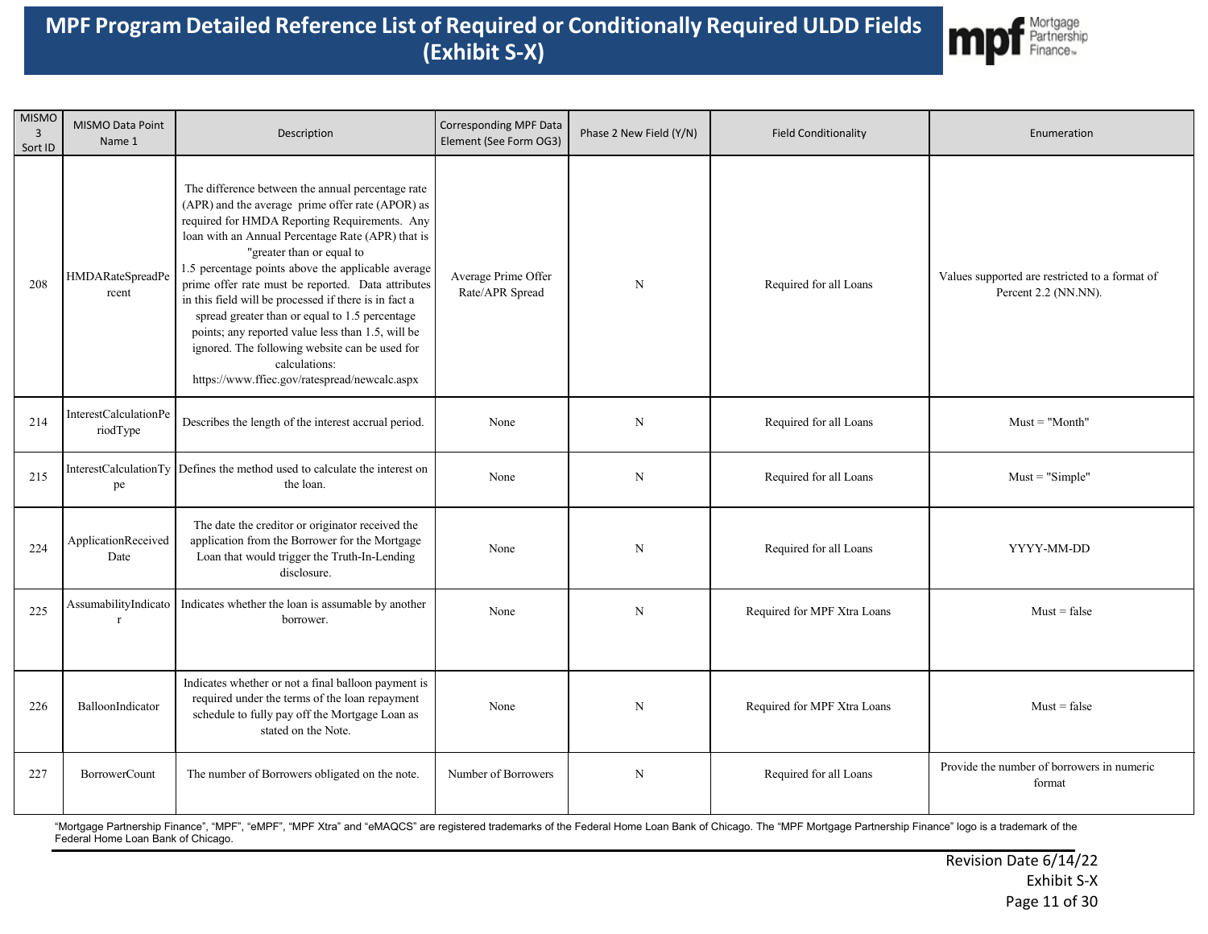# MPF Program Detailed Reference List of Required or Conditionally Required ULDD Fields (Exhibit S-X)

| MISMO 3 Sort ID | MISMO Data Point Name 1 | Description | Corresponding MPF Data Element (See Form OG3) | Phase 2 New Field (Y/N) | Field Conditionality | Enumeration |
|---|---|---|---|---|---|---|
| 208 | HMDARateSpreadPercent | The difference between the annual percentage rate (APR) and the average prime offer rate (APOR) as required for HMDA Reporting Requirements. Any loan with an Annual Percentage Rate (APR) that is "greater than or equal to 1.5 percentage points above the applicable average prime offer rate must be reported. Data attributes in this field will be processed if there is in fact a spread greater than or equal to 1.5 percentage points; any reported value less than 1.5, will be ignored. The following website can be used for calculations: https://www.ffiec.gov/ratespread/newcalc.aspx | Average Prime Offer Rate/APR Spread | N | Required for all Loans | Values supported are restricted to a format of Percent 2.2 (NN.NN). |
| 214 | InterestCalculationPeriodType | Describes the length of the interest accrual period. | None | N | Required for all Loans | Must = "Month" |
| 215 | InterestCalculationType | Defines the method used to calculate the interest on the loan. | None | N | Required for all Loans | Must = "Simple" |
| 224 | ApplicationReceivedDate | The date the creditor or originator received the application from the Borrower for the Mortgage Loan that would trigger the Truth-In-Lending disclosure. | None | N | Required for all Loans | YYYY-MM-DD |
| 225 | AssumabilityIndicator | Indicates whether the loan is assumable by another borrower. | None | N | Required for MPF Xtra Loans | Must = false |
| 226 | BalloonIndicator | Indicates whether or not a final balloon payment is required under the terms of the loan repayment schedule to fully pay off the Mortgage Loan as stated on the Note. | None | N | Required for MPF Xtra Loans | Must = false |
| 227 | BorrowerCount | The number of Borrowers obligated on the note. | Number of Borrowers | N | Required for all Loans | Provide the number of borrowers in numeric format |

"Mortgage Partnership Finance", "MPF", "eMPF", "MPF Xtra" and "eMAQCS" are registered trademarks of the Federal Home Loan Bank of Chicago. The "MPF Mortgage Partnership Finance" logo is a trademark of the Federal Home Loan Bank of Chicago.

Revision Date 6/14/22
Exhibit S-X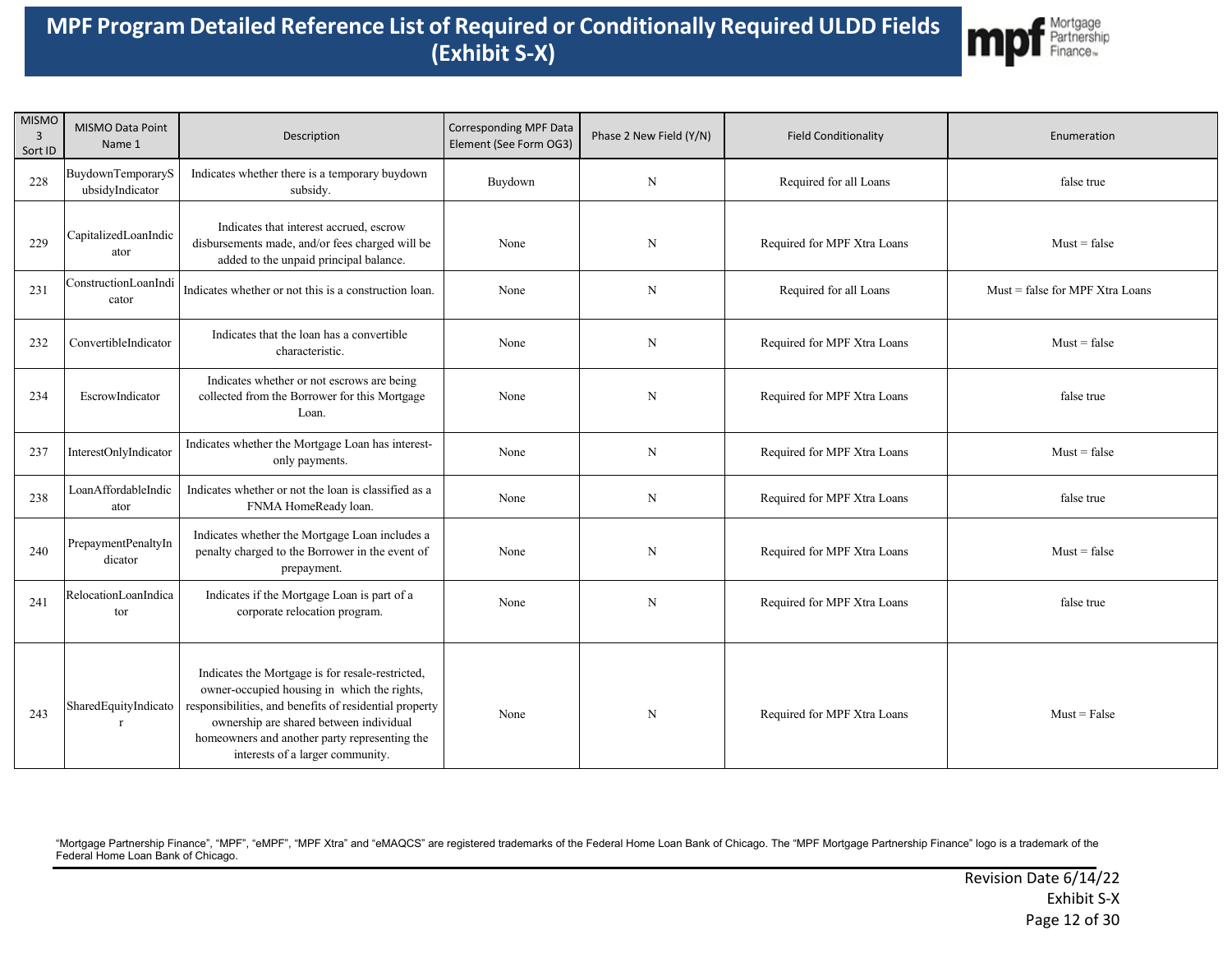# MPF Program Detailed Reference List of Required or Conditionally Required ULDD Fields (Exhibit S-X)

| MISMO 3 Sort ID | MISMO Data Point Name 1 | Description | Corresponding MPF Data Element (See Form OG3) | Phase 2 New Field (Y/N) | Field Conditionality | Enumeration |
|---|---|---|---|---|---|---|
| 228 | BuydownTemporarySubsidyIndicator | Indicates whether there is a temporary buydown subsidy. | Buydown | N | Required for all Loans | false true |
| 229 | CapitalizedLoanIndicator | Indicates that interest accrued, escrow disbursements made, and/or fees charged will be added to the unpaid principal balance. | None | N | Required for MPF Xtra Loans | Must = false |
| 231 | ConstructionLoanIndicator | Indicates whether or not this is a construction loan. | None | N | Required for all Loans | Must = false for MPF Xtra Loans |
| 232 | ConvertibleIndicator | Indicates that the loan has a convertible characteristic. | None | N | Required for MPF Xtra Loans | Must = false |
| 234 | EscrowIndicator | Indicates whether or not escrows are being collected from the Borrower for this Mortgage Loan. | None | N | Required for MPF Xtra Loans | false true |
| 237 | InterestOnlyIndicator | Indicates whether the Mortgage Loan has interest-only payments. | None | N | Required for MPF Xtra Loans | Must = false |
| 238 | LoanAffordableIndicator | Indicates whether or not the loan is classified as a FNMA HomeReady loan. | None | N | Required for MPF Xtra Loans | false true |
| 240 | PrepaymentPenaltyIndicator | Indicates whether the Mortgage Loan includes a penalty charged to the Borrower in the event of prepayment. | None | N | Required for MPF Xtra Loans | Must = false |
| 241 | RelocationLoanIndicator | Indicates if the Mortgage Loan is part of a corporate relocation program. | None | N | Required for MPF Xtra Loans | false true |
| 243 | SharedEquityIndicator | Indicates the Mortgage is for resale-restricted, owner-occupied housing in which the rights, responsibilities, and benefits of residential property ownership are shared between individual homeowners and another party representing the interests of a larger community. | None | N | Required for MPF Xtra Loans | Must = False |

"Mortgage Partnership Finance", "MPF", "eMPF", "MPF Xtra" and "eMAQCS" are registered trademarks of the Federal Home Loan Bank of Chicago. The "MPF Mortgage Partnership Finance" logo is a trademark of the Federal Home Loan Bank of Chicago.

Revision Date 6/14/22
Exhibit S-X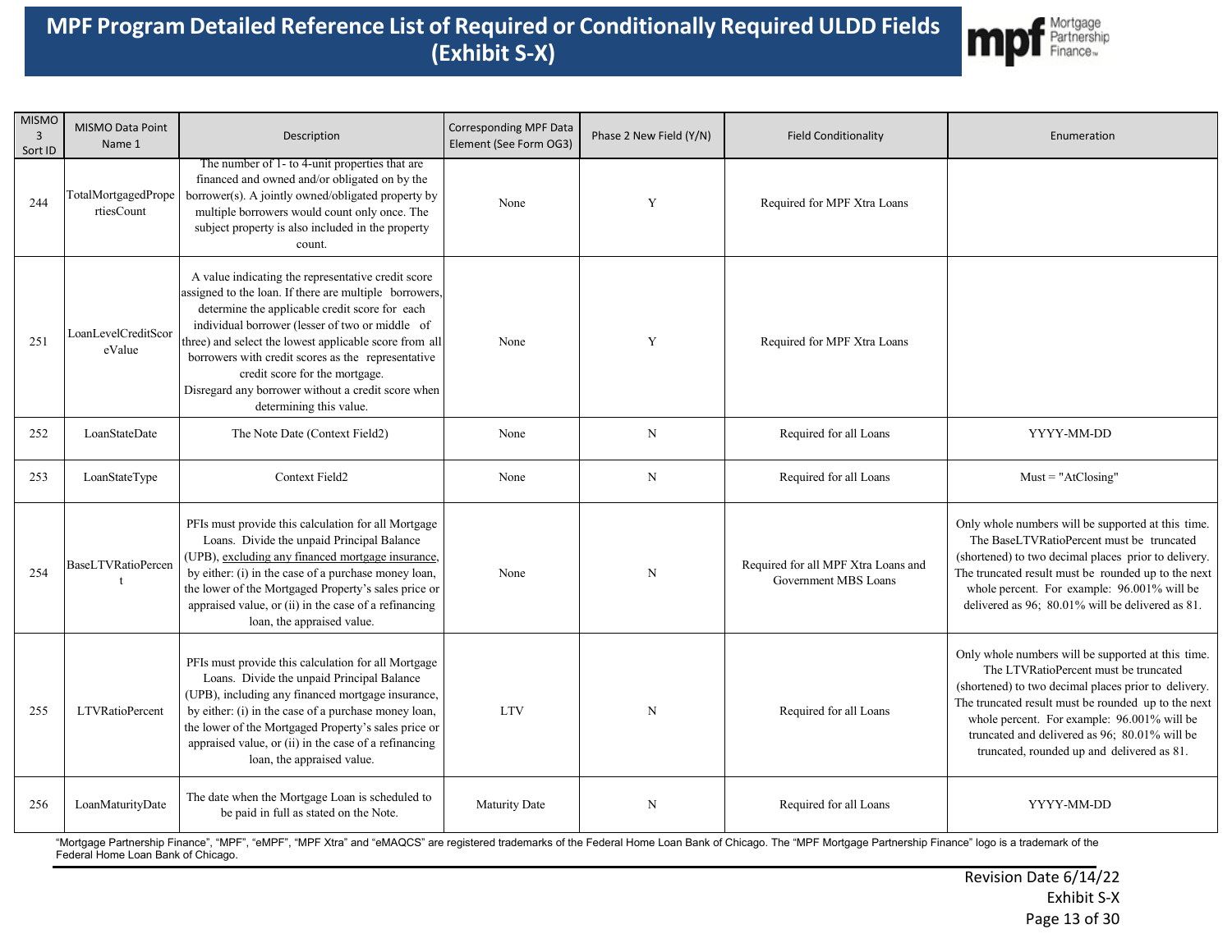# MPF Program Detailed Reference List of Required or Conditionally Required ULDD Fields (Exhibit S-X)

| MISMO 3 Sort ID | MISMO Data Point Name 1 | Description | Corresponding MPF Data Element (See Form OG3) | Phase 2 New Field (Y/N) | Field Conditionality | Enumeration |
|---|---|---|---|---|---|---|
| 244 | TotalMortgagedPropertiesCount | The number of 1- to 4-unit properties that are financed and owned and/or obligated on by the borrower(s). A jointly owned/obligated property by multiple borrowers would count only once. The subject property is also included in the property count. | None | Y | Required for MPF Xtra Loans | |
| 251 | LoanLevelCreditScoreValue | A value indicating the representative credit score assigned to the loan. If there are multiple borrowers, determine the applicable credit score for each individual borrower (lesser of two or middle of three) and select the lowest applicable score from all borrowers with credit scores as the representative credit score for the mortgage. Disregard any borrower without a credit score when determining this value. | None | Y | Required for MPF Xtra Loans | |
| 252 | LoanStateDate | The Note Date (Context Field2) | None | N | Required for all Loans | YYYY-MM-DD |
| 253 | LoanStateType | Context Field2 | None | N | Required for all Loans | Must = "AtClosing" |
| 254 | BaseLTVRatioPercent | PFIs must provide this calculation for all Mortgage Loans. Divide the unpaid Principal Balance (UPB), excluding any financed mortgage insurance, by either: (i) in the case of a purchase money loan, the lower of the Mortgaged Property's sales price or appraised value, or (ii) in the case of a refinancing loan, the appraised value. | None | N | Required for all MPF Xtra Loans and Government MBS Loans | Only whole numbers will be supported at this time. The BaseLTVRatioPercent must be truncated (shortened) to two decimal places prior to delivery. The truncated result must be rounded up to the next whole percent. For example: 96.001% will be delivered as 96; 80.01% will be delivered as 81. |
| 255 | LTVRatioPercent | PFIs must provide this calculation for all Mortgage Loans. Divide the unpaid Principal Balance (UPB), including any financed mortgage insurance, by either: (i) in the case of a purchase money loan, the lower of the Mortgaged Property's sales price or appraised value, or (ii) in the case of a refinancing loan, the appraised value. | LTV | N | Required for all Loans | Only whole numbers will be supported at this time. The LTVRatioPercent must be truncated (shortened) to two decimal places prior to delivery. The truncated result must be rounded up to the next whole percent. For example: 96.001% will be truncated and delivered as 96; 80.01% will be truncated, rounded up and delivered as 81. |
| 256 | LoanMaturityDate | The date when the Mortgage Loan is scheduled to be paid in full as stated on the Note. | Maturity Date | N | Required for all Loans | YYYY-MM-DD |

"Mortgage Partnership Finance", "MPF", "eMPF", "MPF Xtra" and "eMAQCS" are registered trademarks of the Federal Home Loan Bank of Chicago. The "MPF Mortgage Partnership Finance" logo is a trademark of the Federal Home Loan Bank of Chicago.

Revision Date 6/14/22
Exhibit S-X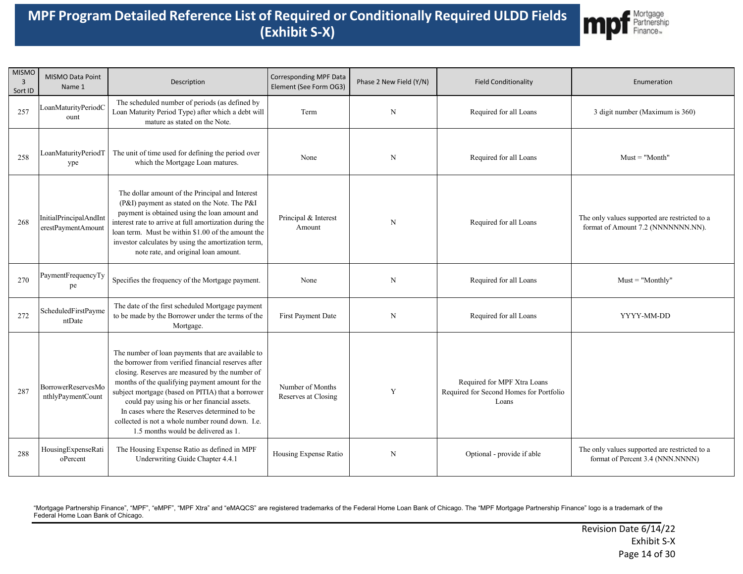# MPF Program Detailed Reference List of Required or Conditionally Required ULDD Fields (Exhibit S-X)

| MISMO 3 Sort ID | MISMO Data Point Name 1 | Description | Corresponding MPF Data Element (See Form OG3) | Phase 2 New Field (Y/N) | Field Conditionality | Enumeration |
|---|---|---|---|---|---|---|
| 257 | LoanMaturityPeriodCount | The scheduled number of periods (as defined by Loan Maturity Period Type) after which a debt will mature as stated on the Note. | Term | N | Required for all Loans | 3 digit number (Maximum is 360) |
| 258 | LoanMaturityPeriodType | The unit of time used for defining the period over which the Mortgage Loan matures. | None | N | Required for all Loans | Must = "Month" |
| 268 | InitialPrincipalAndInterestPaymentAmount | The dollar amount of the Principal and Interest (P&I) payment as stated on the Note. The P&I payment is obtained using the loan amount and interest rate to arrive at full amortization during the loan term. Must be within $1.00 of the amount the investor calculates by using the amortization term, note rate, and original loan amount. | Principal & Interest Amount | N | Required for all Loans | The only values supported are restricted to a format of Amount 7.2 (NNNNNNN.NN). |
| 270 | PaymentFrequencyType | Specifies the frequency of the Mortgage payment. | None | N | Required for all Loans | Must = "Monthly" |
| 272 | ScheduledFirstPaymentDate | The date of the first scheduled Mortgage payment to be made by the Borrower under the terms of the Mortgage. | First Payment Date | N | Required for all Loans | YYYY-MM-DD |
| 287 | BorrowerReservesMonthlyPaymentCount | The number of loan payments that are available to the borrower from verified financial reserves after closing. Reserves are measured by the number of months of the qualifying payment amount for the subject mortgage (based on PITIA) that a borrower could pay using his or her financial assets. In cases where the Reserves determined to be collected is not a whole number round down. I.e. 1.5 months would be delivered as 1. | Number of Months Reserves at Closing | Y | Required for MPF Xtra Loans<br>Required for Second Homes for Portfolio Loans | |
| 288 | HousingExpenseRatioPercent | The Housing Expense Ratio as defined in MPF Underwriting Guide Chapter 4.4.1 | Housing Expense Ratio | N | Optional - provide if able | The only values supported are restricted to a format of Percent 3.4 (NNN.NNNN) |

"Mortgage Partnership Finance", "MPF", "eMPF", "MPF Xtra" and "eMAQCS" are registered trademarks of the Federal Home Loan Bank of Chicago. The "MPF Mortgage Partnership Finance" logo is a trademark of the Federal Home Loan Bank of Chicago.

Revision Date 6/14/22
Exhibit S-X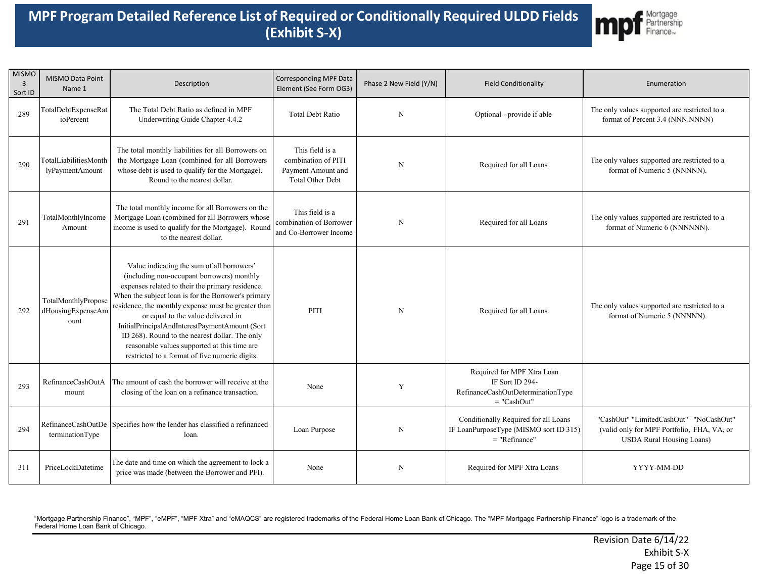# MPF Program Detailed Reference List of Required or Conditionally Required ULDD Fields (Exhibit S-X)

| MISMO 3 Sort ID | MISMO Data Point Name 1 | Description | Corresponding MPF Data Element (See Form OG3) | Phase 2 New Field (Y/N) | Field Conditionality | Enumeration |
|---|---|---|---|---|---|---|
| 289 | TotalDebtExpenseRatioPercent | The Total Debt Ratio as defined in MPF Underwriting Guide Chapter 4.4.2 | Total Debt Ratio | N | Optional - provide if able | The only values supported are restricted to a format of Percent 3.4 (NNN.NNNN) |
| 290 | TotalLiabilitiesMonthlyPaymentAmount | The total monthly liabilities for all Borrowers on the Mortgage Loan (combined for all Borrowers whose debt is used to qualify for the Mortgage). Round to the nearest dollar. | This field is a combination of PITI Payment Amount and Total Other Debt | N | Required for all Loans | The only values supported are restricted to a format of Numeric 5 (NNNNN). |
| 291 | TotalMonthlyIncomeAmount | The total monthly income for all Borrowers on the Mortgage Loan (combined for all Borrowers whose income is used to qualify for the Mortgage). Round to the nearest dollar. | This field is a combination of Borrower and Co-Borrower Income | N | Required for all Loans | The only values supported are restricted to a format of Numeric 6 (NNNNNN). |
| 292 | TotalMonthlyProposedHousingExpenseAmount | Value indicating the sum of all borrowers' (including non-occupant borrowers) monthly expenses related to their the primary residence. When the subject loan is for the Borrower's primary residence, the monthly expense must be greater than or equal to the value delivered in InitialPrincipalAndInterestPaymentAmount (Sort ID 268). Round to the nearest dollar. The only reasonable values supported at this time are restricted to a format of five numeric digits. | PITI | N | Required for all Loans | The only values supported are restricted to a format of Numeric 5 (NNNNN). |
| 293 | RefinanceCashOutAmount | The amount of cash the borrower will receive at the closing of the loan on a refinance transaction. | None | Y | Required for MPF Xtra Loan IF Sort ID 294-RefinanceCashOutDeterminationType = "CashOut" | |
| 294 | RefinanceCashOutDeterminationType | Specifies how the lender has classified a refinanced loan. | Loan Purpose | N | Conditionally Required for all Loans IF LoanPurposeType (MISMO sort ID 315) = "Refinance" | "CashOut" "LimitedCashOut" "NoCashOut" (valid only for MPF Portfolio, FHA, VA, or USDA Rural Housing Loans) |
| 311 | PriceLockDatetime | The date and time on which the agreement to lock a price was made (between the Borrower and PFI). | None | N | Required for MPF Xtra Loans | YYYY-MM-DD |

"Mortgage Partnership Finance", "MPF", "eMPF", "MPF Xtra" and "eMAQCS" are registered trademarks of the Federal Home Loan Bank of Chicago. The "MPF Mortgage Partnership Finance" logo is a trademark of the Federal Home Loan Bank of Chicago.

Revision Date 6/14/22
Exhibit S-X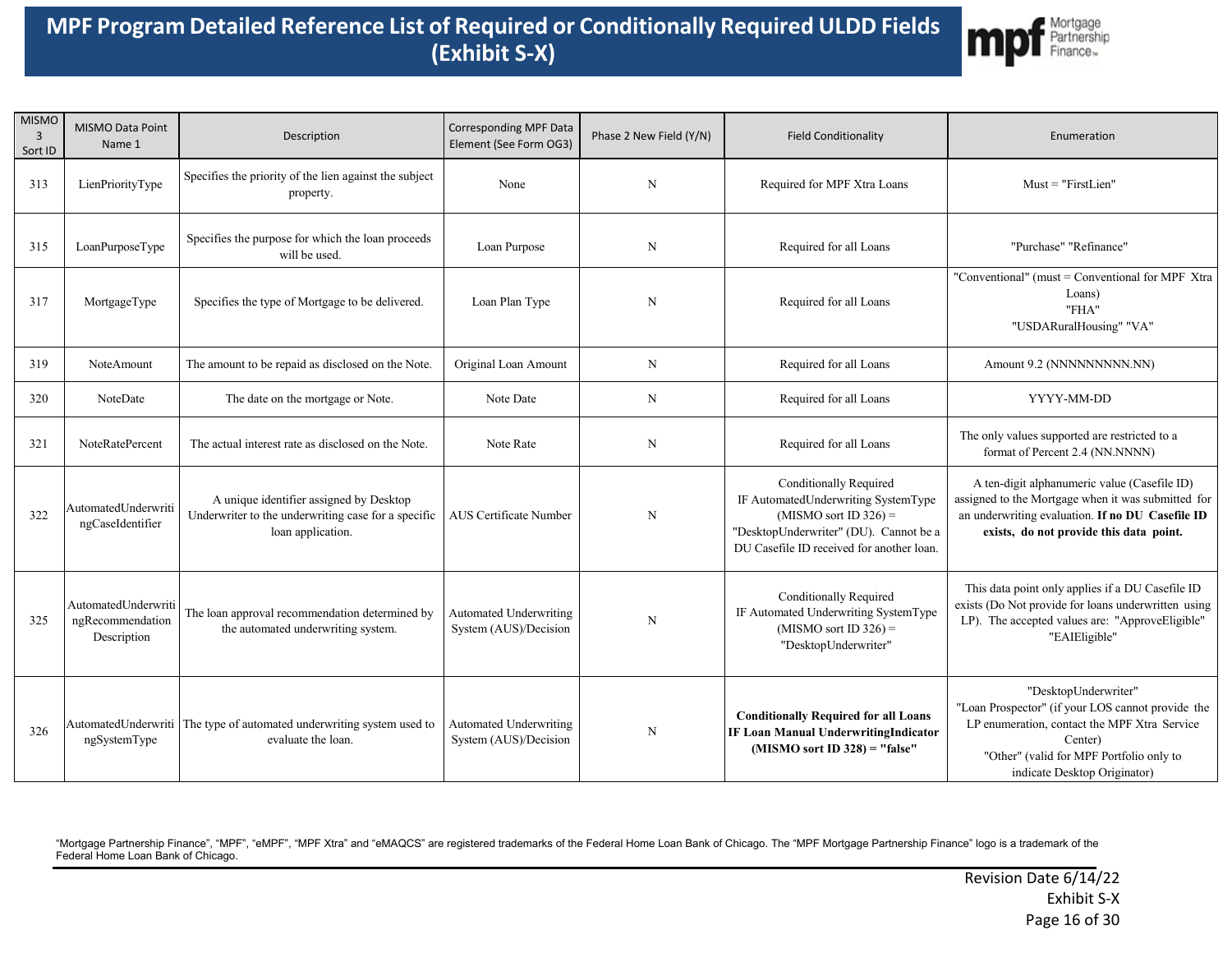# MPF Program Detailed Reference List of Required or Conditionally Required ULDD Fields (Exhibit S-X)

| MISMO 3 Sort ID | MISMO Data Point Name 1 | Description | Corresponding MPF Data Element (See Form OG3) | Phase 2 New Field (Y/N) | Field Conditionality | Enumeration |
|---|---|---|---|---|---|---|
| 313 | LienPriorityType | Specifies the priority of the lien against the subject property. | None | N | Required for MPF Xtra Loans | Must = "FirstLien" |
| 315 | LoanPurposeType | Specifies the purpose for which the loan proceeds will be used. | Loan Purpose | N | Required for all Loans | "Purchase" "Refinance" |
| 317 | MortgageType | Specifies the type of Mortgage to be delivered. | Loan Plan Type | N | Required for all Loans | "Conventional" (must = Conventional for MPF Xtra Loans) "FHA" "USDARuralHousing" "VA" |
| 319 | NoteAmount | The amount to be repaid as disclosed on the Note. | Original Loan Amount | N | Required for all Loans | Amount 9.2 (NNNNNNNNN.NN) |
| 320 | NoteDate | The date on the mortgage or Note. | Note Date | N | Required for all Loans | YYYY-MM-DD |
| 321 | NoteRatePercent | The actual interest rate as disclosed on the Note. | Note Rate | N | Required for all Loans | The only values supported are restricted to a format of Percent 2.4 (NN.NNNN) |
| 322 | AutomatedUnderwritingCaseIdentifier | A unique identifier assigned by Desktop Underwriter to the underwriting case for a specific loan application. | AUS Certificate Number | N | Conditionally Required IF AutomatedUnderwriting SystemType (MISMO sort ID 326) = "DesktopUnderwriter" (DU). Cannot be a DU Casefile ID received for another loan. | A ten-digit alphanumeric value (Casefile ID) assigned to the Mortgage when it was submitted for an underwriting evaluation. **If no DU Casefile ID exists, do not provide this data point.** |
| 325 | AutomatedUnderwritingRecommendationDescription | The loan approval recommendation determined by the automated underwriting system. | Automated Underwriting System (AUS)/Decision | N | Conditionally Required IF Automated Underwriting SystemType (MISMO sort ID 326) = "DesktopUnderwriter" | This data point only applies if a DU Casefile ID exists (Do Not provide for loans underwritten using LP). The accepted values are: "ApproveEligible" "EAIEligible" |
| 326 | AutomatedUnderwritingSystemType | The type of automated underwriting system used to evaluate the loan. | Automated Underwriting System (AUS)/Decision | N | **Conditionally Required for all Loans IF Loan Manual UnderwritingIndicator (MISMO sort ID 328) = "false"** | "DesktopUnderwriter" "Loan Prospector" (if your LOS cannot provide the LP enumeration, contact the MPF Xtra Service Center) "Other" (valid for MPF Portfolio only to indicate Desktop Originator) |

"Mortgage Partnership Finance", "MPF", "eMPF", "MPF Xtra" and "eMAQCS" are registered trademarks of the Federal Home Loan Bank of Chicago. The "MPF Mortgage Partnership Finance" logo is a trademark of the Federal Home Loan Bank of Chicago.

Revision Date 6/14/22
Exhibit S-X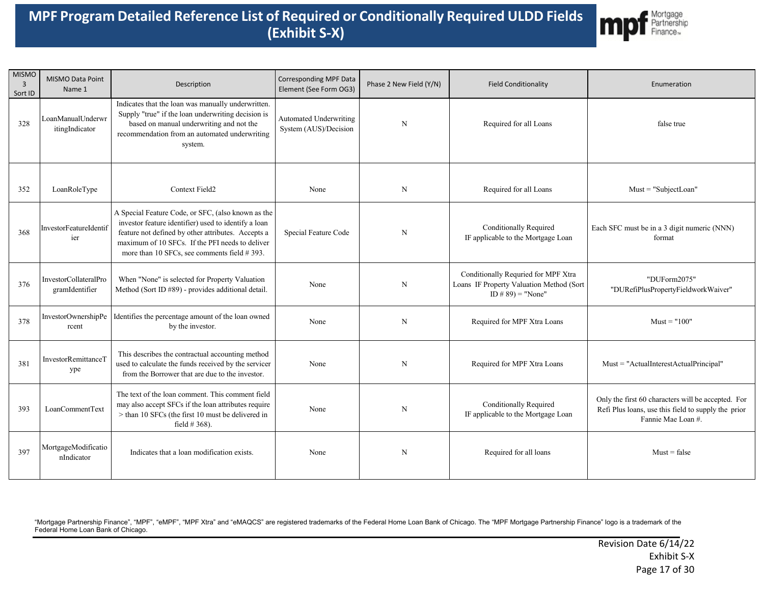# MPF Program Detailed Reference List of Required or Conditionally Required ULDD Fields (Exhibit S-X)

| MISMO 3 Sort ID | MISMO Data Point Name 1 | Description | Corresponding MPF Data Element (See Form OG3) | Phase 2 New Field (Y/N) | Field Conditionality | Enumeration |
|---|---|---|---|---|---|---|
| 328 | LoanManualUnderwritingIndicator | Indicates that the loan was manually underwritten. Supply "true" if the loan underwriting decision is based on manual underwriting and not the recommendation from an automated underwriting system. | Automated Underwriting System (AUS)/Decision | N | Required for all Loans | false true |
| 352 | LoanRoleType | Context Field2 | None | N | Required for all Loans | Must = "SubjectLoan" |
| 368 | InvestorFeatureIdentifier | A Special Feature Code, or SFC, (also known as the investor feature identifier) used to identify a loan feature not defined by other attributes. Accepts a maximum of 10 SFCs. If the PFI needs to deliver more than 10 SFCs, see comments field # 393. | Special Feature Code | N | Conditionally Required IF applicable to the Mortgage Loan | Each SFC must be in a 3 digit numeric (NNN) format |
| 376 | InvestorCollateralProgramIdentifier | When "None" is selected for Property Valuation Method (Sort ID #89) - provides additional detail. | None | N | Conditionally Requried for MPF Xtra Loans IF Property Valuation Method (Sort ID # 89) = "None" | "DUForm2075" "DURefiPlusPropertyFieldworkWaiver" |
| 378 | InvestorOwnershipPercent | Identifies the percentage amount of the loan owned by the investor. | None | N | Required for MPF Xtra Loans | Must = "100" |
| 381 | InvestorRemittanceType | This describes the contractual accounting method used to calculate the funds received by the servicer from the Borrower that are due to the investor. | None | N | Required for MPF Xtra Loans | Must = "ActualInterestActualPrincipal" |
| 393 | LoanCommentText | The text of the loan comment. This comment field may also accept SFCs if the loan attributes require > than 10 SFCs (the first 10 must be delivered in field # 368). | None | N | Conditionally Required IF applicable to the Mortgage Loan | Only the first 60 characters will be accepted. For Refi Plus loans, use this field to supply the prior Fannie Mae Loan #. |
| 397 | MortgageModificationIndicator | Indicates that a loan modification exists. | None | N | Required for all loans | Must = false |

"Mortgage Partnership Finance", "MPF", "eMPF", "MPF Xtra" and "eMAQCS" are registered trademarks of the Federal Home Loan Bank of Chicago. The "MPF Mortgage Partnership Finance" logo is a trademark of the Federal Home Loan Bank of Chicago.

Revision Date 6/14/22
Exhibit S-X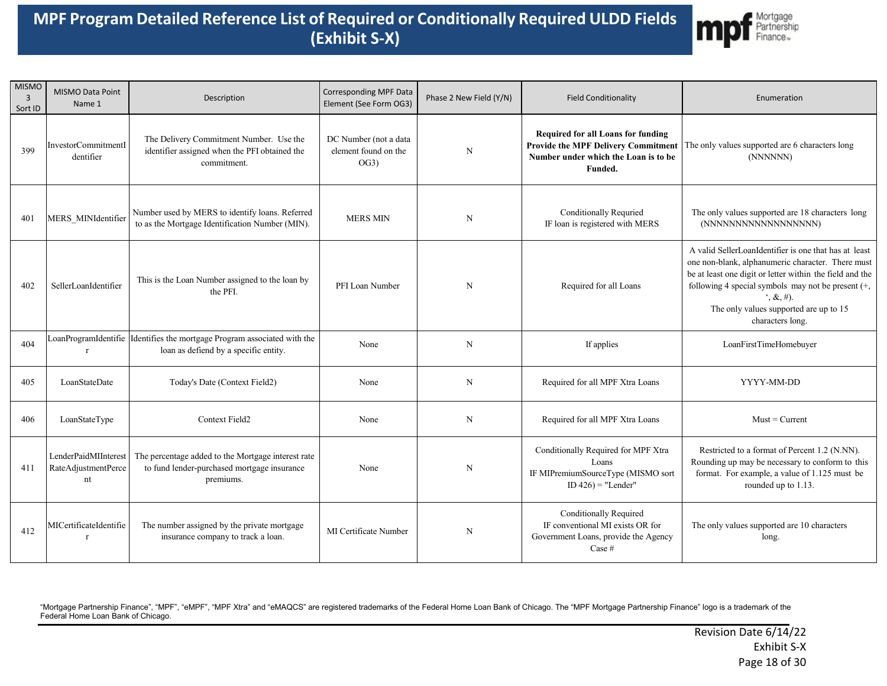# MPF Program Detailed Reference List of Required or Conditionally Required ULDD Fields (Exhibit S-X)

| MISMO 3 Sort ID | MISMO Data Point Name 1 | Description | Corresponding MPF Data Element (See Form OG3) | Phase 2 New Field (Y/N) | Field Conditionality | Enumeration |
|---|---|---|---|---|---|---|
| 399 | InvestorCommitmentIdentifier | The Delivery Commitment Number. Use the identifier assigned when the PFI obtained the commitment. | DC Number (not a data element found on the OG3) | N | **Required for all Loans for funding Provide the MPF Delivery Commitment Number under which the Loan is to be Funded.** | The only values supported are 6 characters long (NNNNNN) |
| 401 | MERS_MINIdentifier | Number used by MERS to identify loans. Referred to as the Mortgage Identification Number (MIN). | MERS MIN | N | Conditionally Requried IF loan is registered with MERS | The only values supported are 18 characters long (NNNNNNNNNNNNNNNNNN) |
| 402 | SellerLoanIdentifier | This is the Loan Number assigned to the loan by the PFI. | PFI Loan Number | N | Required for all Loans | A valid SellerLoanIdentifier is one that has at least one non-blank, alphanumeric character. There must be at least one digit or letter within the field and the following 4 special symbols may not be present (+, ', &, #). The only values supported are up to 15 characters long. |
| 404 | LoanProgramIdentifier | Identifies the mortgage Program associated with the loan as defiend by a specific entity. | None | N | If applies | LoanFirstTimeHomebuyer |
| 405 | LoanStateDate | Today's Date (Context Field2) | None | N | Required for all MPF Xtra Loans | YYYY-MM-DD |
| 406 | LoanStateType | Context Field2 | None | N | Required for all MPF Xtra Loans | Must = Current |
| 411 | LenderPaidMIInterestRateAdjustmentPercent | The percentage added to the Mortgage interest rate to fund lender-purchased mortgage insurance premiums. | None | N | Conditionally Required for MPF Xtra Loans IF MIPremiumSourceType (MISMO sort ID 426) = "Lender" | Restricted to a format of Percent 1.2 (N.NN). Rounding up may be necessary to conform to this format. For example, a value of 1.125 must be rounded up to 1.13. |
| 412 | MICertificateIdentifier | The number assigned by the private mortgage insurance company to track a loan. | MI Certificate Number | N | Conditionally Required IF conventional MI exists OR for Government Loans, provide the Agency Case # | The only values supported are 10 characters long. |

"Mortgage Partnership Finance", "MPF", "eMPF", "MPF Xtra" and "eMAQCS" are registered trademarks of the Federal Home Loan Bank of Chicago. The "MPF Mortgage Partnership Finance" logo is a trademark of the Federal Home Loan Bank of Chicago.

Revision Date 6/14/22
Exhibit S-X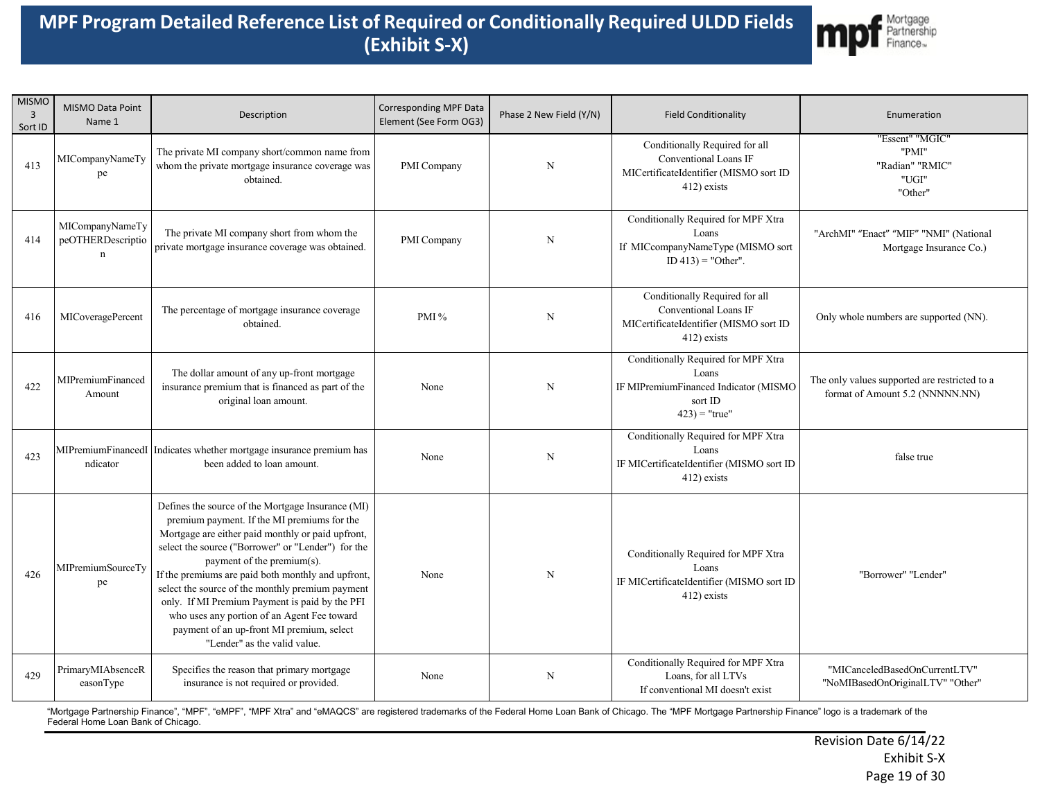# MPF Program Detailed Reference List of Required or Conditionally Required ULDD Fields (Exhibit S-X)

| MISMO 3 Sort ID | MISMO Data Point Name 1 | Description | Corresponding MPF Data Element (See Form OG3) | Phase 2 New Field (Y/N) | Field Conditionality | Enumeration |
|---|---|---|---|---|---|---|
| 413 | MICompanyNameType | The private MI company short/common name from whom the private mortgage insurance coverage was obtained. | PMI Company | N | Conditionally Required for all Conventional Loans IF MICertificateIdentifier (MISMO sort ID 412) exists | "Essent" "MGIC" "PMI" "Radian" "RMIC" "UGI" "Other" |
| 414 | MICompanyNameTypeOTHERDescription | The private MI company short from whom the private mortgage insurance coverage was obtained. | PMI Company | N | Conditionally Required for MPF Xtra Loans If MICcompanyNameType (MISMO sort ID 413) = "Other". | "ArchMI" "Enact" "MIF" "NMI" (National Mortgage Insurance Co.) |
| 416 | MICoveragePercent | The percentage of mortgage insurance coverage obtained. | PMI % | N | Conditionally Required for all Conventional Loans IF MICertificateIdentifier (MISMO sort ID 412) exists | Only whole numbers are supported (NN). |
| 422 | MIPremiumFinancedAmount | The dollar amount of any up-front mortgage insurance premium that is financed as part of the original loan amount. | None | N | Conditionally Required for MPF Xtra Loans IF MIPremiumFinanced Indicator (MISMO sort ID 423) = "true" | The only values supported are restricted to a format of Amount 5.2 (NNNNN.NN) |
| 423 | MIPremiumFinancedIndicator | Indicates whether mortgage insurance premium has been added to loan amount. | None | N | Conditionally Required for MPF Xtra Loans IF MICertificateIdentifier (MISMO sort ID 412) exists | false true |
| 426 | MIPremiumSourceType | Defines the source of the Mortgage Insurance (MI) premium payment. If the MI premiums for the Mortgage are either paid monthly or paid upfront, select the source ("Borrower" or "Lender") for the payment of the premium(s). If the premiums are paid both monthly and upfront, select the source of the monthly premium payment only. If MI Premium Payment is paid by the PFI who uses any portion of an Agent Fee toward payment of an up-front MI premium, select "Lender" as the valid value. | None | N | Conditionally Required for MPF Xtra Loans IF MICertificateIdentifier (MISMO sort ID 412) exists | "Borrower" "Lender" |
| 429 | PrimaryMIAbsenceReasonType | Specifies the reason that primary mortgage insurance is not required or provided. | None | N | Conditionally Required for MPF Xtra Loans, for all LTVs If conventional MI doesn't exist | "MICanceledBasedOnCurrentLTV" "NoMIBasedOnOriginalLTV" "Other" |

"Mortgage Partnership Finance", "MPF", "eMPF", "MPF Xtra" and "eMAQCS" are registered trademarks of the Federal Home Loan Bank of Chicago. The "MPF Mortgage Partnership Finance" logo is a trademark of the Federal Home Loan Bank of Chicago.

Revision Date 6/14/22
Exhibit S-X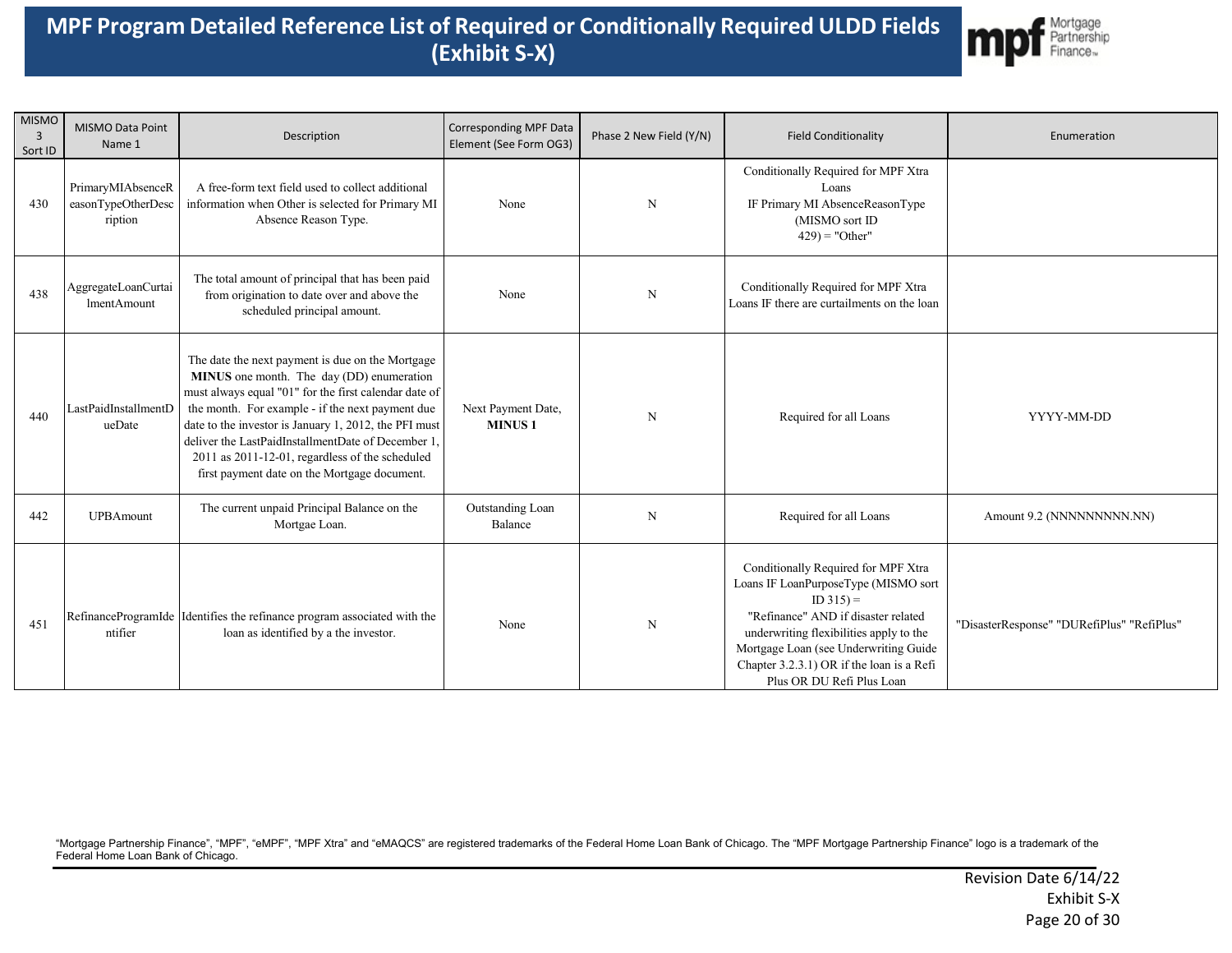# MPF Program Detailed Reference List of Required or Conditionally Required ULDD Fields (Exhibit S-X)

| MISMO 3 Sort ID | MISMO Data Point Name 1 | Description | Corresponding MPF Data Element (See Form OG3) | Phase 2 New Field (Y/N) | Field Conditionality | Enumeration |
|---|---|---|---|---|---|---|
| 430 | PrimaryMIAbsenceReasonTypeOtherDescription | A free-form text field used to collect additional information when Other is selected for Primary MI Absence Reason Type. | None | N | Conditionally Required for MPF Xtra Loans IF Primary MI AbsenceReasonType (MISMO sort ID 429) = "Other" | |
| 438 | AggregateLoanCurtailmentAmount | The total amount of principal that has been paid from origination to date over and above the scheduled principal amount. | None | N | Conditionally Required for MPF Xtra Loans IF there are curtailments on the loan | |
| 440 | LastPaidInstallmentDueDate | The date the next payment is due on the Mortgage **MINUS** one month. The day (DD) enumeration must always equal "01" for the first calendar date of the month. For example - if the next payment due date to the investor is January 1, 2012, the PFI must deliver the LastPaidInstallmentDate of December 1, 2011 as 2011-12-01, regardless of the scheduled first payment date on the Mortgage document. | Next Payment Date, **MINUS 1** | N | Required for all Loans | YYYY-MM-DD |
| 442 | UPBAmount | The current unpaid Principal Balance on the Mortgae Loan. | Outstanding Loan Balance | N | Required for all Loans | Amount 9.2 (NNNNNNNNN.NN) |
| 451 | RefinanceProgramIdentifier | Identifies the refinance program associated with the loan as identified by a the investor. | None | N | Conditionally Required for MPF Xtra Loans IF LoanPurposeType (MISMO sort ID 315) = "Refinance" AND if disaster related underwriting flexibilities apply to the Mortgage Loan (see Underwriting Guide Chapter 3.2.3.1) OR if the loan is a Refi Plus OR DU Refi Plus Loan | "DisasterResponse" "DURefiPlus" "RefiPlus" |

"Mortgage Partnership Finance", "MPF", "eMPF", "MPF Xtra" and "eMAQCS" are registered trademarks of the Federal Home Loan Bank of Chicago. The "MPF Mortgage Partnership Finance" logo is a trademark of the Federal Home Loan Bank of Chicago.

Revision Date 6/14/22
Exhibit S-X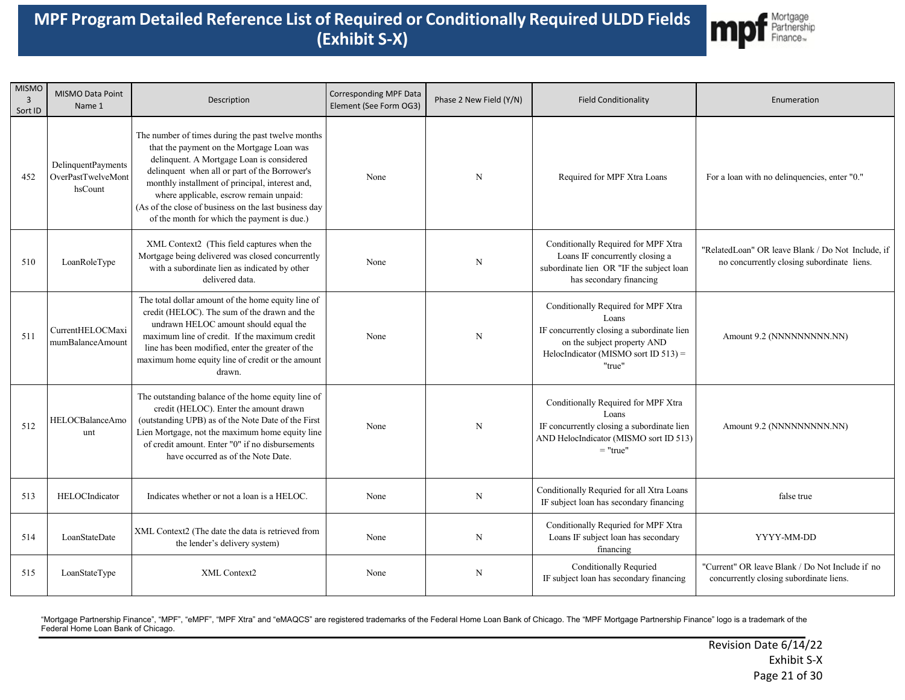# MPF Program Detailed Reference List of Required or Conditionally Required ULDD Fields (Exhibit S-X)

| MISMO 3 Sort ID | MISMO Data Point Name 1 | Description | Corresponding MPF Data Element (See Form OG3) | Phase 2 New Field (Y/N) | Field Conditionality | Enumeration |
|---|---|---|---|---|---|---|
| 452 | DelinquentPaymentsOverPastTwelveMonthsCount | The number of times during the past twelve months that the payment on the Mortgage Loan was delinquent. A Mortgage Loan is considered delinquent when all or part of the Borrower's monthly installment of principal, interest and, where applicable, escrow remain unpaid: (As of the close of business on the last business day of the month for which the payment is due.) | None | N | Required for MPF Xtra Loans | For a loan with no delinquencies, enter "0." |
| 510 | LoanRoleType | XML Context2 (This field captures when the Mortgage being delivered was closed concurrently with a subordinate lien as indicated by other delivered data. | None | N | Conditionally Required for MPF Xtra Loans IF concurrently closing a subordinate lien OR "IF the subject loan has secondary financing | "RelatedLoan" OR leave Blank / Do Not Include, if no concurrently closing subordinate liens. |
| 511 | CurrentHELOCMaximumBalanceAmount | The total dollar amount of the home equity line of credit (HELOC). The sum of the drawn and the undrawn HELOC amount should equal the maximum line of credit. If the maximum credit line has been modified, enter the greater of the maximum home equity line of credit or the amount drawn. | None | N | Conditionally Required for MPF Xtra Loans IF concurrently closing a subordinate lien on the subject property AND HelocIndicator (MISMO sort ID 513) = "true" | Amount 9.2 (NNNNNNNNN.NN) |
| 512 | HELOCBalanceAmount | The outstanding balance of the home equity line of credit (HELOC). Enter the amount drawn (outstanding UPB) as of the Note Date of the First Lien Mortgage, not the maximum home equity line of credit amount. Enter "0" if no disbursements have occurred as of the Note Date. | None | N | Conditionally Required for MPF Xtra Loans IF concurrently closing a subordinate lien AND HelocIndicator (MISMO sort ID 513) = "true" | Amount 9.2 (NNNNNNNNN.NN) |
| 513 | HELOCIndicator | Indicates whether or not a loan is a HELOC. | None | N | Conditionally Requried for all Xtra Loans IF subject loan has secondary financing | false true |
| 514 | LoanStateDate | XML Context2 (The date the data is retrieved from the lender's delivery system) | None | N | Conditionally Requried for MPF Xtra Loans IF subject loan has secondary financing | YYYY-MM-DD |
| 515 | LoanStateType | XML Context2 | None | N | Conditionally Requried IF subject loan has secondary financing | "Current" OR leave Blank / Do Not Include if no concurrently closing subordinate liens. |

"Mortgage Partnership Finance", "MPF", "eMPF", "MPF Xtra" and "eMAQCS" are registered trademarks of the Federal Home Loan Bank of Chicago. The "MPF Mortgage Partnership Finance" logo is a trademark of the Federal Home Loan Bank of Chicago.

Revision Date 6/14/22
Exhibit S-X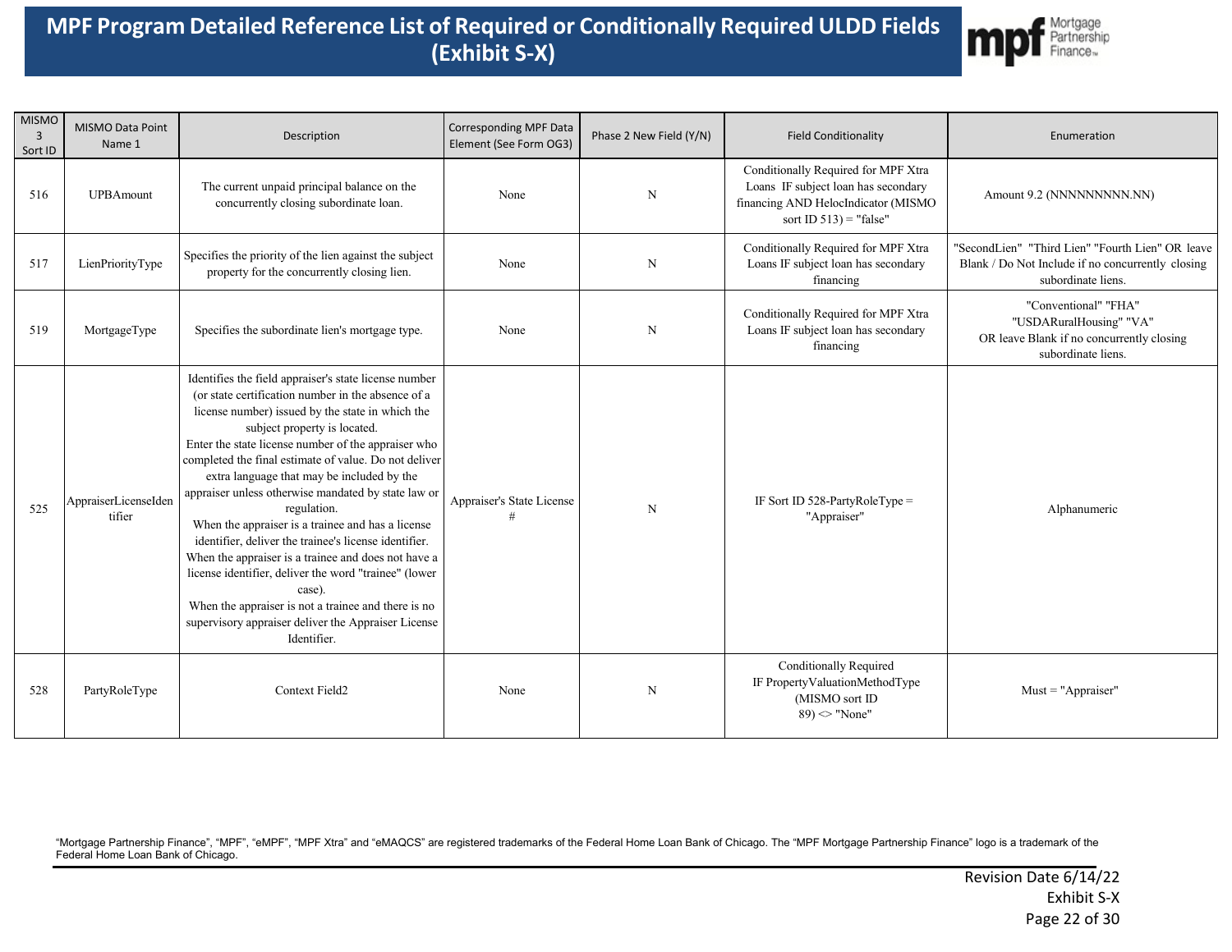# MPF Program Detailed Reference List of Required or Conditionally Required ULDD Fields (Exhibit S-X)

| MISMO 3 Sort ID | MISMO Data Point Name 1 | Description | Corresponding MPF Data Element (See Form OG3) | Phase 2 New Field (Y/N) | Field Conditionality | Enumeration |
|---|---|---|---|---|---|---|
| 516 | UPBAmount | The current unpaid principal balance on the concurrently closing subordinate loan. | None | N | Conditionally Required for MPF Xtra Loans IF subject loan has secondary financing AND HelocIndicator (MISMO sort ID 513) = "false" | Amount 9.2 (NNNNNNNNN.NN) |
| 517 | LienPriorityType | Specifies the priority of the lien against the subject property for the concurrently closing lien. | None | N | Conditionally Required for MPF Xtra Loans IF subject loan has secondary financing | "SecondLien" "Third Lien" "Fourth Lien" OR leave Blank / Do Not Include if no concurrently closing subordinate liens. |
| 519 | MortgageType | Specifies the subordinate lien's mortgage type. | None | N | Conditionally Required for MPF Xtra Loans IF subject loan has secondary financing | "Conventional" "FHA" "USDARuralHousing" "VA" OR leave Blank if no concurrently closing subordinate liens. |
| 525 | AppraiserLicenseIdentifier | Identifies the field appraiser's state license number (or state certification number in the absence of a license number) issued by the state in which the subject property is located. Enter the state license number of the appraiser who completed the final estimate of value. Do not deliver extra language that may be included by the appraiser unless otherwise mandated by state law or regulation. When the appraiser is a trainee and has a license identifier, deliver the trainee's license identifier. When the appraiser is a trainee and does not have a license identifier, deliver the word "trainee" (lower case). When the appraiser is not a trainee and there is no supervisory appraiser deliver the Appraiser License Identifier. | Appraiser's State License # | N | IF Sort ID 528-PartyRoleType = "Appraiser" | Alphanumeric |
| 528 | PartyRoleType | Context Field2 | None | N | Conditionally Required IF PropertyValuationMethodType (MISMO sort ID 89) <> "None" | Must = "Appraiser" |

"Mortgage Partnership Finance", "MPF", "eMPF", "MPF Xtra" and "eMAQCS" are registered trademarks of the Federal Home Loan Bank of Chicago. The "MPF Mortgage Partnership Finance" logo is a trademark of the Federal Home Loan Bank of Chicago.

Revision Date 6/14/22
Exhibit S-X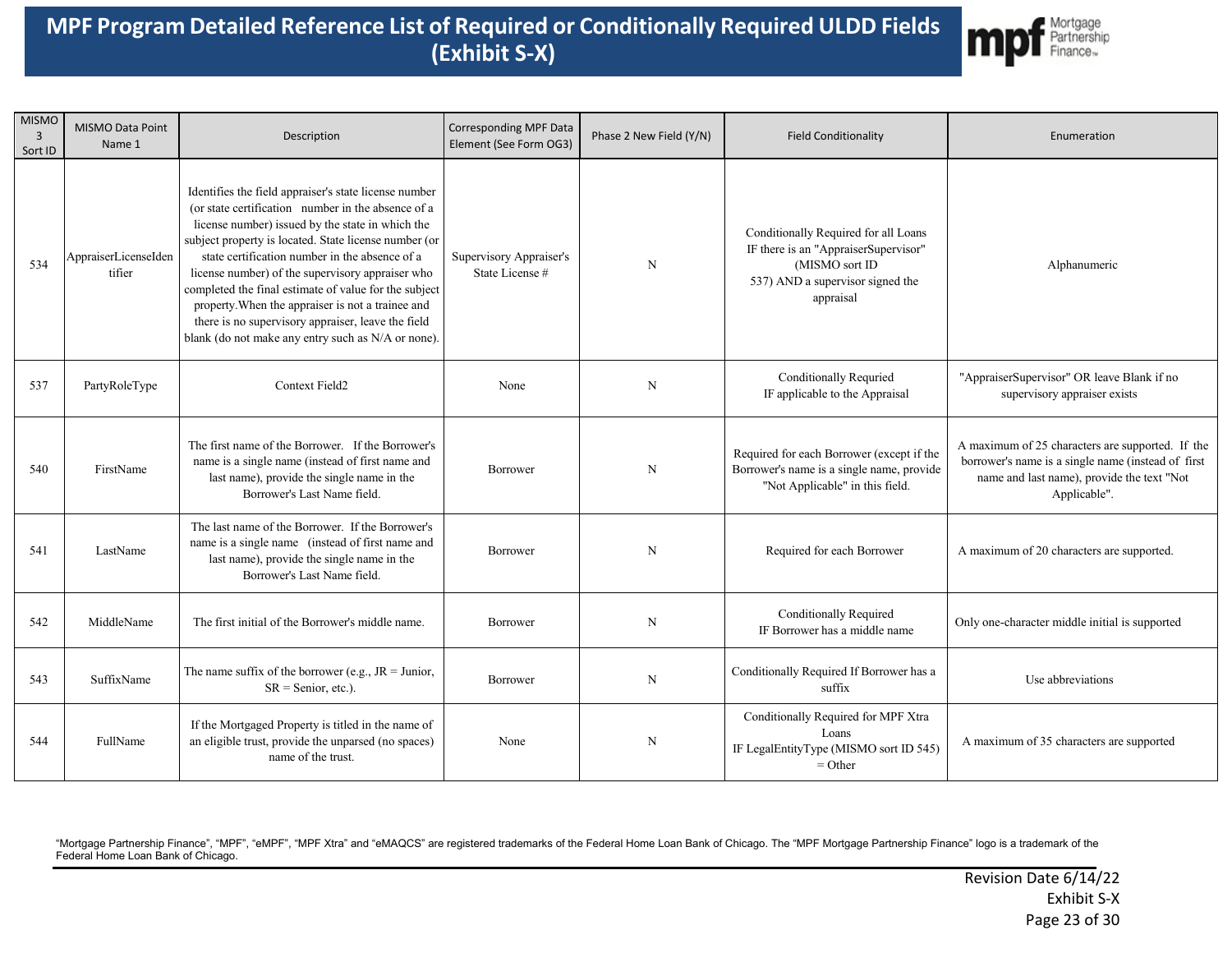# MPF Program Detailed Reference List of Required or Conditionally Required ULDD Fields (Exhibit S-X)

| MISMO 3 Sort ID | MISMO Data Point Name 1 | Description | Corresponding MPF Data Element (See Form OG3) | Phase 2 New Field (Y/N) | Field Conditionality | Enumeration |
|---|---|---|---|---|---|---|
| 534 | AppraiserLicenseIdentifier | Identifies the field appraiser's state license number (or state certification number in the absence of a license number) issued by the state in which the subject property is located. State license number (or state certification number in the absence of a license number) of the supervisory appraiser who completed the final estimate of value for the subject property.When the appraiser is not a trainee and there is no supervisory appraiser, leave the field blank (do not make any entry such as N/A or none). | Supervisory Appraiser's State License # | N | Conditionally Required for all Loans IF there is an "AppraiserSupervisor" (MISMO sort ID 537) AND a supervisor signed the appraisal | Alphanumeric |
| 537 | PartyRoleType | Context Field2 | None | N | Conditionally Requried IF applicable to the Appraisal | "AppraiserSupervisor" OR leave Blank if no supervisory appraiser exists |
| 540 | FirstName | The first name of the Borrower. If the Borrower's name is a single name (instead of first name and last name), provide the single name in the Borrower's Last Name field. | Borrower | N | Required for each Borrower (except if the Borrower's name is a single name, provide "Not Applicable" in this field. | A maximum of 25 characters are supported. If the borrower's name is a single name (instead of first name and last name), provide the text "Not Applicable". |
| 541 | LastName | The last name of the Borrower. If the Borrower's name is a single name (instead of first name and last name), provide the single name in the Borrower's Last Name field. | Borrower | N | Required for each Borrower | A maximum of 20 characters are supported. |
| 542 | MiddleName | The first initial of the Borrower's middle name. | Borrower | N | Conditionally Required IF Borrower has a middle name | Only one-character middle initial is supported |
| 543 | SuffixName | The name suffix of the borrower (e.g., JR = Junior, SR = Senior, etc.). | Borrower | N | Conditionally Required If Borrower has a suffix | Use abbreviations |
| 544 | FullName | If the Mortgaged Property is titled in the name of an eligible trust, provide the unparsed (no spaces) name of the trust. | None | N | Conditionally Required for MPF Xtra Loans IF LegalEntityType (MISMO sort ID 545) = Other | A maximum of 35 characters are supported |

"Mortgage Partnership Finance", "MPF", "eMPF", "MPF Xtra" and "eMAQCS" are registered trademarks of the Federal Home Loan Bank of Chicago. The "MPF Mortgage Partnership Finance" logo is a trademark of the Federal Home Loan Bank of Chicago.

Revision Date 6/14/22
Exhibit S-X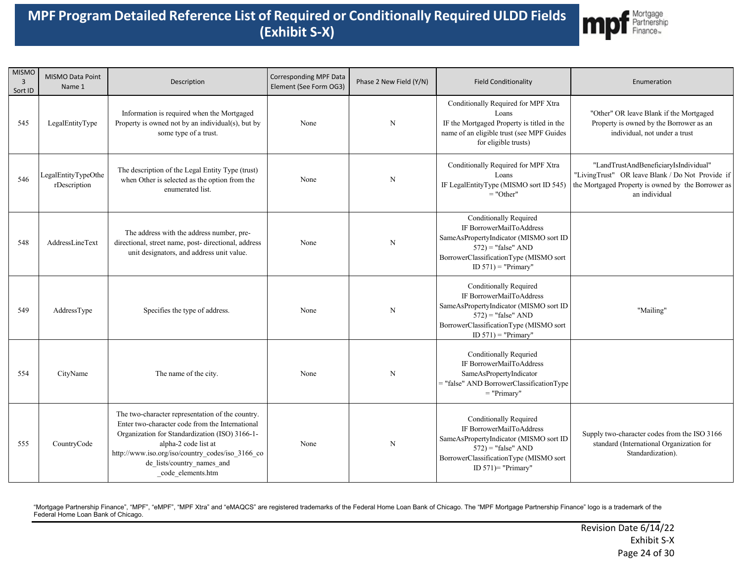# MPF Program Detailed Reference List of Required or Conditionally Required ULDD Fields (Exhibit S-X)

| MISMO 3 Sort ID | MISMO Data Point Name 1 | Description | Corresponding MPF Data Element (See Form OG3) | Phase 2 New Field (Y/N) | Field Conditionality | Enumeration |
|---|---|---|---|---|---|---|
| 545 | LegalEntityType | Information is required when the Mortgaged Property is owned not by an individual(s), but by some type of a trust. | None | N | Conditionally Required for MPF Xtra Loans IF the Mortgaged Property is titled in the name of an eligible trust (see MPF Guides for eligible trusts) | "Other" OR leave Blank if the Mortgaged Property is owned by the Borrower as an individual, not under a trust |
| 546 | LegalEntityTypeOtherDescription | The description of the Legal Entity Type (trust) when Other is selected as the option from the enumerated list. | None | N | Conditionally Required for MPF Xtra Loans IF LegalEntityType (MISMO sort ID 545) = "Other" | "LandTrustAndBeneficiaryIsIndividual" "LivingTrust" OR leave Blank / Do Not Provide if the Mortgaged Property is owned by the Borrower as an individual |
| 548 | AddressLineText | The address with the address number, pre-directional, street name, post- directional, address unit designators, and address unit value. | None | N | Conditionally Required IF BorrowerMailToAddress SameAsPropertyIndicator (MISMO sort ID 572) = "false" AND BorrowerClassificationType (MISMO sort ID 571) = "Primary" | |
| 549 | AddressType | Specifies the type of address. | None | N | Conditionally Required IF BorrowerMailToAddress SameAsPropertyIndicator (MISMO sort ID 572) = "false" AND BorrowerClassificationType (MISMO sort ID 571) = "Primary" | "Mailing" |
| 554 | CityName | The name of the city. | None | N | Conditionally Requried IF BorrowerMailToAddress SameAsPropertyIndicator = "false" AND BorrowerClassificationType = "Primary" | |
| 555 | CountryCode | The two-character representation of the country. Enter two-character code from the International Organization for Standardization (ISO) 3166-1-alpha-2 code list at http://www.iso.org/iso/country_codes/iso_3166_code_lists/country_names_and_code_elements.htm | None | N | Conditionally Required IF BorrowerMailToAddress SameAsPropertyIndicator (MISMO sort ID 572) = "false" AND BorrowerClassificationType (MISMO sort ID 571)= "Primary" | Supply two-character codes from the ISO 3166 standard (International Organization for Standardization). |

"Mortgage Partnership Finance", "MPF", "eMPF", "MPF Xtra" and "eMAQCS" are registered trademarks of the Federal Home Loan Bank of Chicago. The "MPF Mortgage Partnership Finance" logo is a trademark of the Federal Home Loan Bank of Chicago.

Revision Date 6/14/22
Exhibit S-X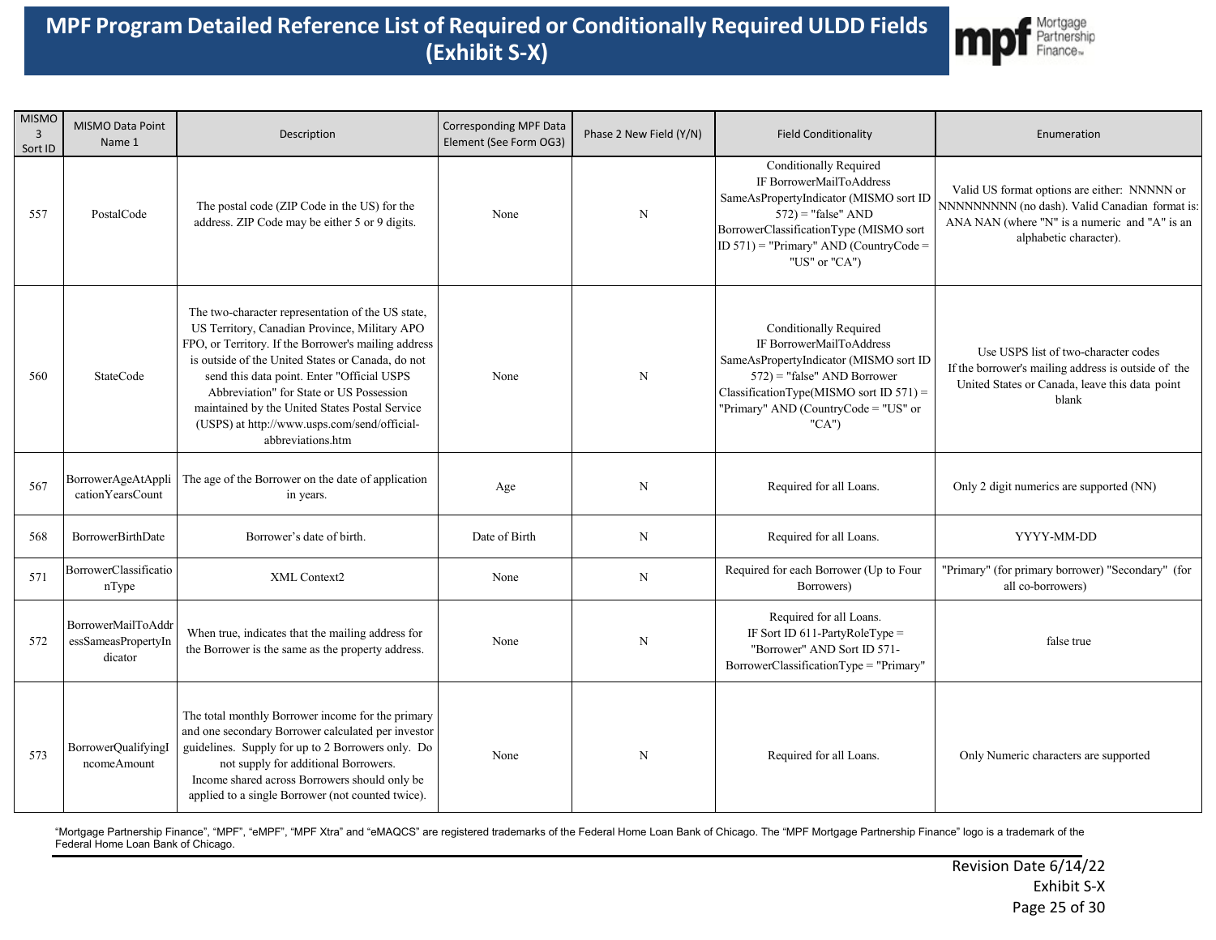# MPF Program Detailed Reference List of Required or Conditionally Required ULDD Fields (Exhibit S-X)

| MISMO 3 Sort ID | MISMO Data Point Name 1 | Description | Corresponding MPF Data Element (See Form OG3) | Phase 2 New Field (Y/N) | Field Conditionality | Enumeration |
|---|---|---|---|---|---|---|
| 557 | PostalCode | The postal code (ZIP Code in the US) for the address. ZIP Code may be either 5 or 9 digits. | None | N | Conditionally Required IF BorrowerMailToAddress SameAsPropertyIndicator (MISMO sort ID 572) = "false" AND BorrowerClassificationType (MISMO sort ID 571) = "Primary" AND (CountryCode = "US" or "CA") | Valid US format options are either: NNNNN or NNNNNNNNN (no dash). Valid Canadian format is: ANA NAN (where "N" is a numeric and "A" is an alphabetic character). |
| 560 | StateCode | The two-character representation of the US state, US Territory, Canadian Province, Military APO FPO, or Territory. If the Borrower's mailing address is outside of the United States or Canada, do not send this data point. Enter "Official USPS Abbreviation" for State or US Possession maintained by the United States Postal Service (USPS) at http://www.usps.com/send/official-abbreviations.htm | None | N | Conditionally Required IF BorrowerMailToAddress SameAsPropertyIndicator (MISMO sort ID 572) = "false" AND Borrower ClassificationType(MISMO sort ID 571) = "Primary" AND (CountryCode = "US" or "CA") | Use USPS list of two-character codes If the borrower's mailing address is outside of the United States or Canada, leave this data point blank |
| 567 | BorrowerAgeAtApplicationYearsCount | The age of the Borrower on the date of application in years. | Age | N | Required for all Loans. | Only 2 digit numerics are supported (NN) |
| 568 | BorrowerBirthDate | Borrower's date of birth. | Date of Birth | N | Required for all Loans. | YYYY-MM-DD |
| 571 | BorrowerClassificationType | XML Context2 | None | N | Required for each Borrower (Up to Four Borrowers) | "Primary" (for primary borrower) "Secondary" (for all co-borrowers) |
| 572 | BorrowerMailToAddressSameasPropertyIndicator | When true, indicates that the mailing address for the Borrower is the same as the property address. | None | N | Required for all Loans. IF Sort ID 611-PartyRoleType = "Borrower" AND Sort ID 571-BorrowerClassificationType = "Primary" | false true |
| 573 | BorrowerQualifyingIncomeAmount | The total monthly Borrower income for the primary and one secondary Borrower calculated per investor guidelines. Supply for up to 2 Borrowers only. Do not supply for additional Borrowers. Income shared across Borrowers should only be applied to a single Borrower (not counted twice). | None | N | Required for all Loans. | Only Numeric characters are supported |

"Mortgage Partnership Finance", "MPF", "eMPF", "MPF Xtra" and "eMAQCS" are registered trademarks of the Federal Home Loan Bank of Chicago. The "MPF Mortgage Partnership Finance" logo is a trademark of the Federal Home Loan Bank of Chicago.

Revision Date 6/14/22
Exhibit S-X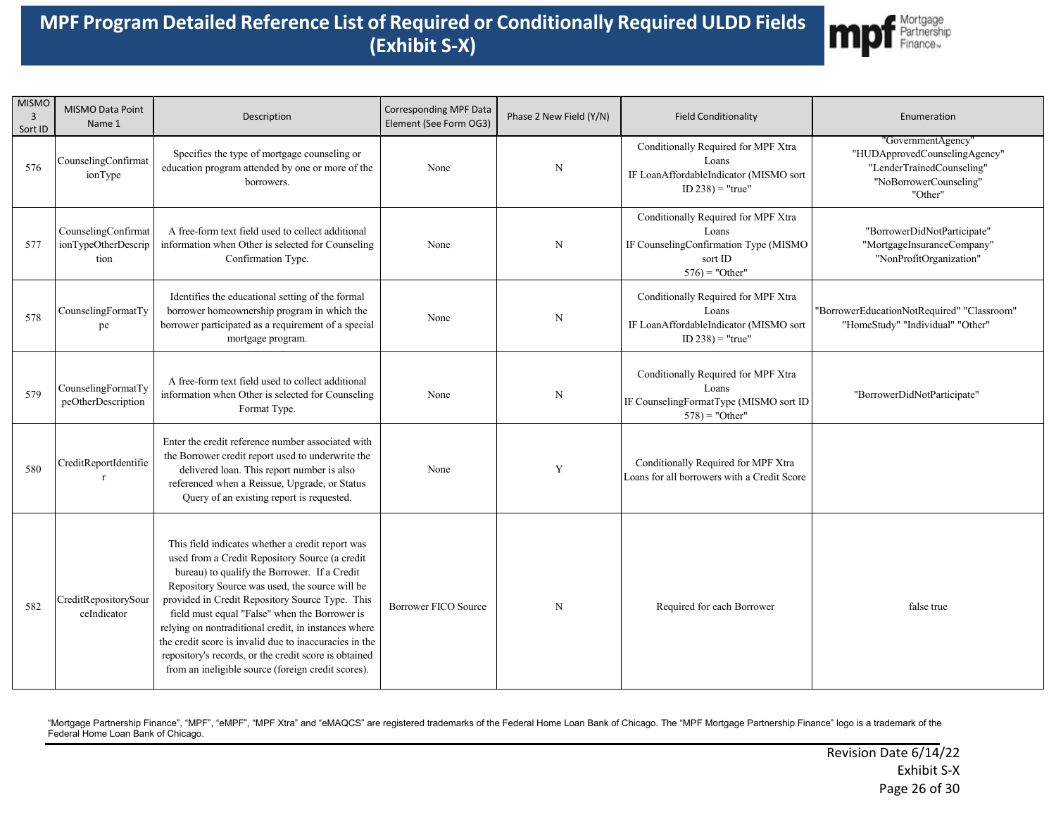# MPF Program Detailed Reference List of Required or Conditionally Required ULDD Fields (Exhibit S-X)

| MISMO 3 Sort ID | MISMO Data Point Name 1 | Description | Corresponding MPF Data Element (See Form OG3) | Phase 2 New Field (Y/N) | Field Conditionality | Enumeration |
|---|---|---|---|---|---|---|
| 576 | CounselingConfirmationType | Specifies the type of mortgage counseling or education program attended by one or more of the borrowers. | None | N | Conditionally Required for MPF Xtra Loans IF LoanAffordableIndicator (MISMO sort ID 238) = "true" | "GovernmentAgency" "HUDApprovedCounselingAgency" "LenderTrainedCounseling" "NoBorrowerCounseling" "Other" |
| 577 | CounselingConfirmationTypeOtherDescription | A free-form text field used to collect additional information when Other is selected for Counseling Confirmation Type. | None | N | Conditionally Required for MPF Xtra Loans IF CounselingConfirmation Type (MISMO sort ID 576) = "Other" | "BorrowerDidNotParticipate" "MortgageInsuranceCompany" "NonProfitOrganization" |
| 578 | CounselingFormatType | Identifies the educational setting of the formal borrower homeownership program in which the borrower participated as a requirement of a special mortgage program. | None | N | Conditionally Required for MPF Xtra Loans IF LoanAffordableIndicator (MISMO sort ID 238) = "true" | "BorrowerEducationNotRequired" "Classroom" "HomeStudy" "Individual" "Other" |
| 579 | CounselingFormatTypeOtherDescription | A free-form text field used to collect additional information when Other is selected for Counseling Format Type. | None | N | Conditionally Required for MPF Xtra Loans IF CounselingFormatType (MISMO sort ID 578) = "Other" | "BorrowerDidNotParticipate" |
| 580 | CreditReportIdentifier | Enter the credit reference number associated with the Borrower credit report used to underwrite the delivered loan. This report number is also referenced when a Reissue, Upgrade, or Status Query of an existing report is requested. | None | Y | Conditionally Required for MPF Xtra Loans for all borrowers with a Credit Score | |
| 582 | CreditRepositorySourceIndicator | This field indicates whether a credit report was used from a Credit Repository Source (a credit bureau) to qualify the Borrower. If a Credit Repository Source was used, the source will be provided in Credit Repository Source Type. This field must equal "False" when the Borrower is relying on nontraditional credit, in instances where the credit score is invalid due to inaccuracies in the repository's records, or the credit score is obtained from an ineligible source (foreign credit scores). | Borrower FICO Source | N | Required for each Borrower | false true |

"Mortgage Partnership Finance", "MPF", "eMPF", "MPF Xtra" and "eMAQCS" are registered trademarks of the Federal Home Loan Bank of Chicago. The "MPF Mortgage Partnership Finance" logo is a trademark of the Federal Home Loan Bank of Chicago.

Revision Date 6/14/22
Exhibit S-X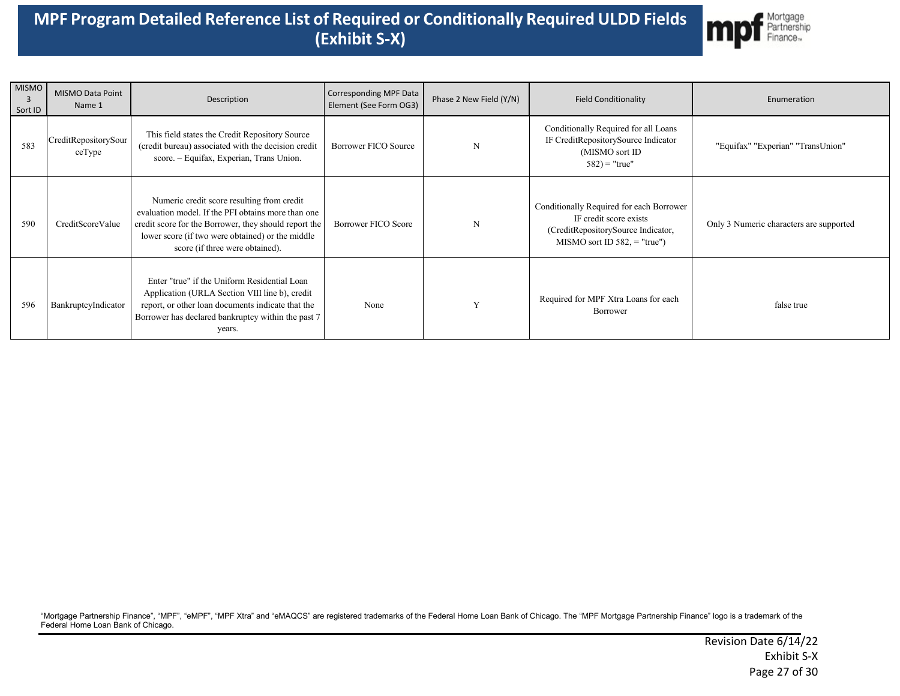# MPF Program Detailed Reference List of Required or Conditionally Required ULDD Fields (Exhibit S-X)

| MISMO 3 Sort ID | MISMO Data Point Name 1 | Description | Corresponding MPF Data Element (See Form OG3) | Phase 2 New Field (Y/N) | Field Conditionality | Enumeration |
|---|---|---|---|---|---|---|
| 583 | CreditRepositorySourceType | This field states the Credit Repository Source (credit bureau) associated with the decision credit score. – Equifax, Experian, Trans Union. | Borrower FICO Source | N | Conditionally Required for all Loans IF CreditRepositorySource Indicator (MISMO sort ID 582) = "true" | "Equifax" "Experian" "TransUnion" |
| 590 | CreditScoreValue | Numeric credit score resulting from credit evaluation model. If the PFI obtains more than one credit score for the Borrower, they should report the lower score (if two were obtained) or the middle score (if three were obtained). | Borrower FICO Score | N | Conditionally Required for each Borrower IF credit score exists (CreditRepositorySource Indicator, MISMO sort ID 582, = "true") | Only 3 Numeric characters are supported |
| 596 | BankruptcyIndicator | Enter "true" if the Uniform Residential Loan Application (URLA Section VIII line b), credit report, or other loan documents indicate that the Borrower has declared bankruptcy within the past 7 years. | None | Y | Required for MPF Xtra Loans for each Borrower | false true |

"Mortgage Partnership Finance", "MPF", "eMPF", "MPF Xtra" and "eMAQCS" are registered trademarks of the Federal Home Loan Bank of Chicago. The "MPF Mortgage Partnership Finance" logo is a trademark of the Federal Home Loan Bank of Chicago.

Revision Date 6/14/22
Exhibit S-X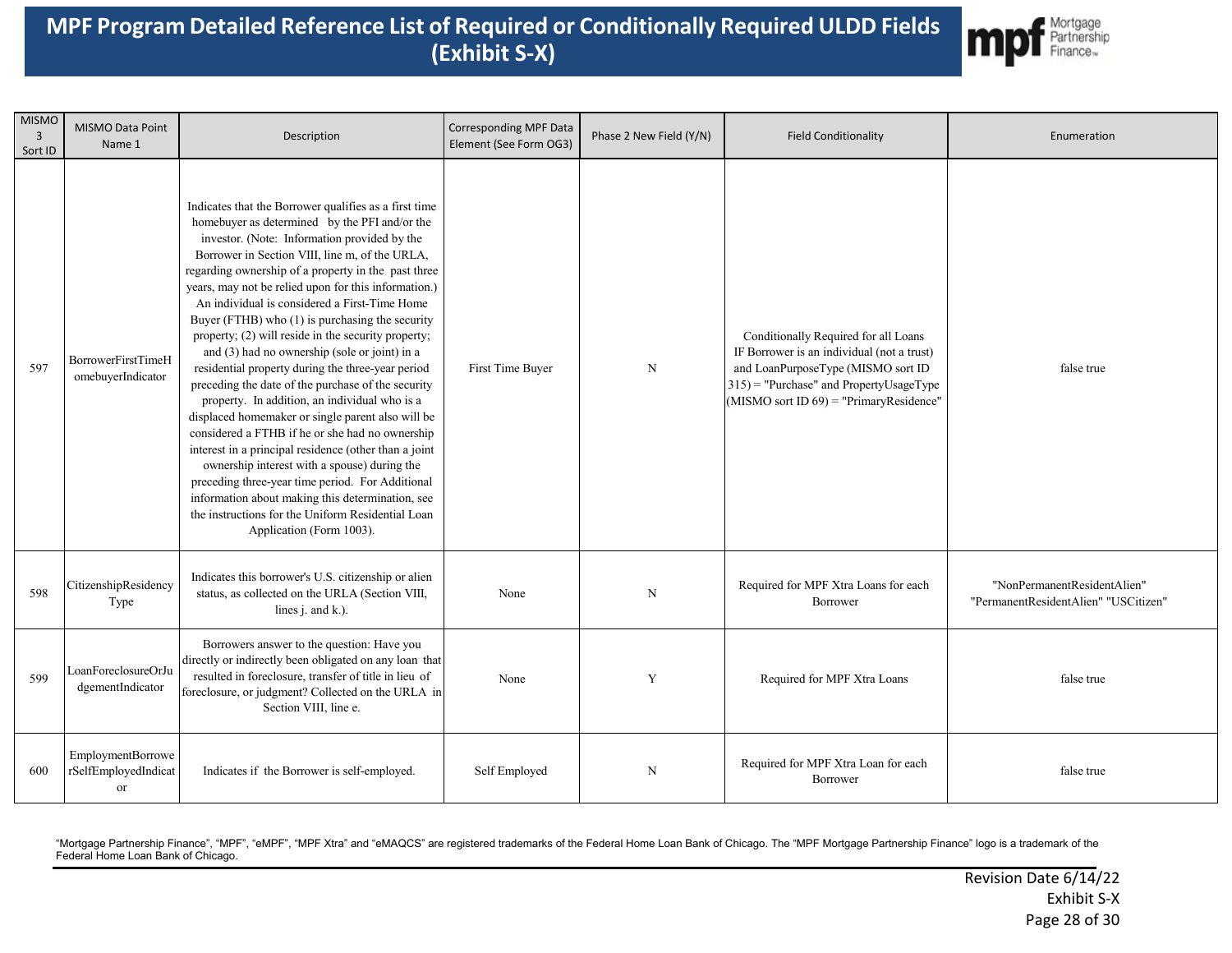# MPF Program Detailed Reference List of Required or Conditionally Required ULDD Fields (Exhibit S-X)

| MISMO 3 Sort ID | MISMO Data Point Name 1 | Description | Corresponding MPF Data Element (See Form OG3) | Phase 2 New Field (Y/N) | Field Conditionality | Enumeration |
|---|---|---|---|---|---|---|
| 597 | BorrowerFirstTimeHomebuyerIndicator | Indicates that the Borrower qualifies as a first time homebuyer as determined by the PFI and/or the investor. (Note: Information provided by the Borrower in Section VIII, line m, of the URLA, regarding ownership of a property in the past three years, may not be relied upon for this information.) An individual is considered a First-Time Home Buyer (FTHB) who (1) is purchasing the security property; (2) will reside in the security property; and (3) had no ownership (sole or joint) in a residential property during the three-year period preceding the date of the purchase of the security property. In addition, an individual who is a displaced homemaker or single parent also will be considered a FTHB if he or she had no ownership interest in a principal residence (other than a joint ownership interest with a spouse) during the preceding three-year time period. For Additional information about making this determination, see the instructions for the Uniform Residential Loan Application (Form 1003). | First Time Buyer | N | Conditionally Required for all Loans IF Borrower is an individual (not a trust) and LoanPurposeType (MISMO sort ID 315) = "Purchase" and PropertyUsageType (MISMO sort ID 69) = "PrimaryResidence" | false true |
| 598 | CitizenshipResidencyType | Indicates this borrower's U.S. citizenship or alien status, as collected on the URLA (Section VIII, lines j. and k.). | None | N | Required for MPF Xtra Loans for each Borrower | "NonPermanentResidentAlien" "PermanentResidentAlien" "USCitizen" |
| 599 | LoanForeclosureOrJudgementIndicator | Borrowers answer to the question: Have you directly or indirectly been obligated on any loan that resulted in foreclosure, transfer of title in lieu of foreclosure, or judgment? Collected on the URLA in Section VIII, line e. | None | Y | Required for MPF Xtra Loans | false true |
| 600 | EmploymentBorrowerSelfEmployedIndicator | Indicates if the Borrower is self-employed. | Self Employed | N | Required for MPF Xtra Loan for each Borrower | false true |

"Mortgage Partnership Finance", "MPF", "eMPF", "MPF Xtra" and "eMAQCS" are registered trademarks of the Federal Home Loan Bank of Chicago. The "MPF Mortgage Partnership Finance" logo is a trademark of the Federal Home Loan Bank of Chicago.

Revision Date 6/14/22
Exhibit S-X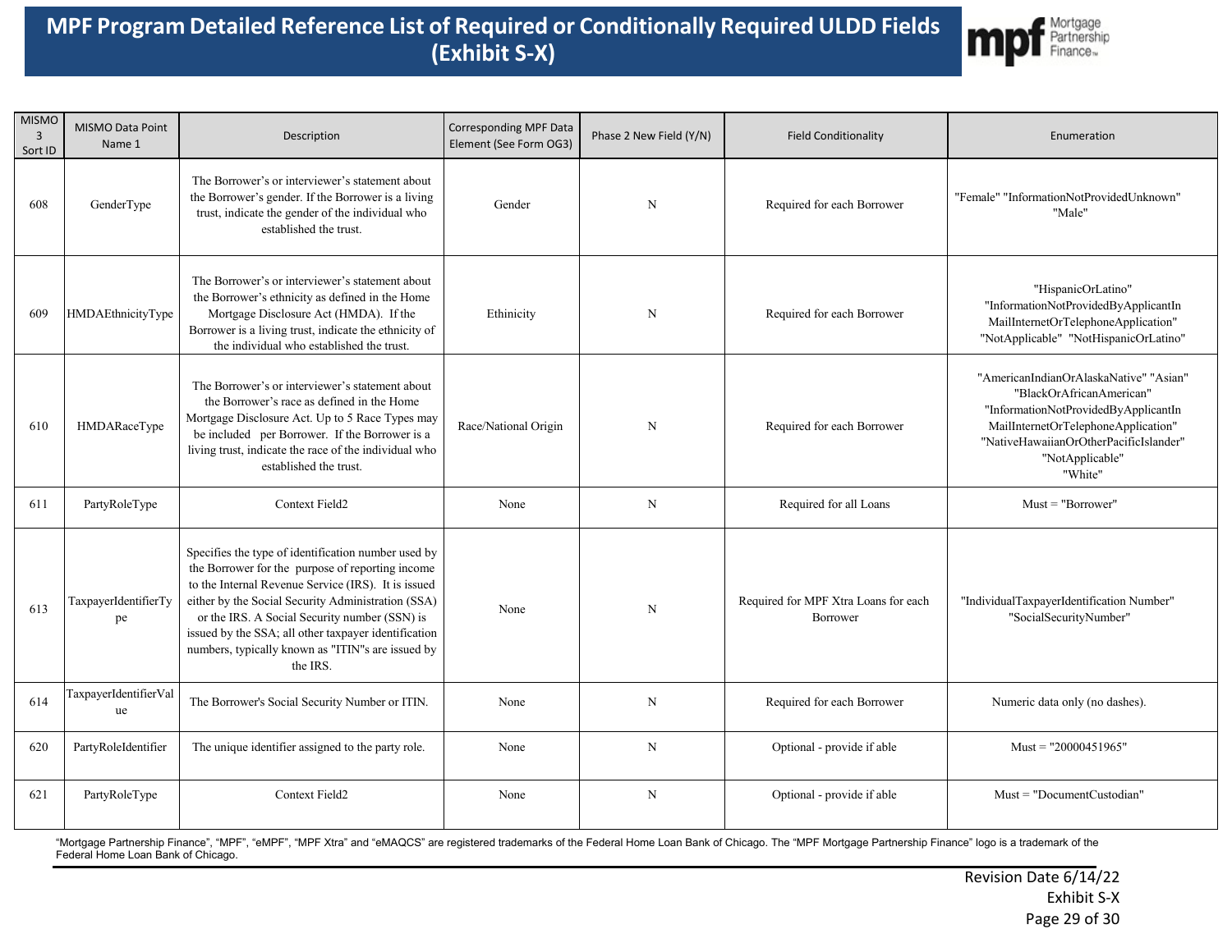# MPF Program Detailed Reference List of Required or Conditionally Required ULDD Fields (Exhibit S-X)

| MISMO 3 Sort ID | MISMO Data Point Name 1 | Description | Corresponding MPF Data Element (See Form OG3) | Phase 2 New Field (Y/N) | Field Conditionality | Enumeration |
|---|---|---|---|---|---|---|
| 608 | GenderType | The Borrower's or interviewer's statement about the Borrower's gender. If the Borrower is a living trust, indicate the gender of the individual who established the trust. | Gender | N | Required for each Borrower | "Female" "InformationNotProvidedUnknown" "Male" |
| 609 | HMDAEthnicityType | The Borrower's or interviewer's statement about the Borrower's ethnicity as defined in the Home Mortgage Disclosure Act (HMDA). If the Borrower is a living trust, indicate the ethnicity of the individual who established the trust. | Ethinicity | N | Required for each Borrower | "HispanicOrLatino" "InformationNotProvidedByApplicantInMailInternetOrTelephoneApplication" "NotApplicable" "NotHispanicOrLatino" |
| 610 | HMDARaceType | The Borrower's or interviewer's statement about the Borrower's race as defined in the Home Mortgage Disclosure Act. Up to 5 Race Types may be included per Borrower. If the Borrower is a living trust, indicate the race of the individual who established the trust. | Race/National Origin | N | Required for each Borrower | "AmericanIndianOrAlaskaNative" "Asian" "BlackOrAfricanAmerican" "InformationNotProvidedByApplicantInMailInternetOrTelephoneApplication" "NativeHawaiianOrOtherPacificIslander" "NotApplicable" "White" |
| 611 | PartyRoleType | Context Field2 | None | N | Required for all Loans | Must = "Borrower" |
| 613 | TaxpayerIdentifierType | Specifies the type of identification number used by the Borrower for the purpose of reporting income to the Internal Revenue Service (IRS). It is issued either by the Social Security Administration (SSA) or the IRS. A Social Security number (SSN) is issued by the SSA; all other taxpayer identification numbers, typically known as "ITIN"s are issued by the IRS. | None | N | Required for MPF Xtra Loans for each Borrower | "IndividualTaxpayerIdentification Number" "SocialSecurityNumber" |
| 614 | TaxpayerIdentifierValue | The Borrower's Social Security Number or ITIN. | None | N | Required for each Borrower | Numeric data only (no dashes). |
| 620 | PartyRoleIdentifier | The unique identifier assigned to the party role. | None | N | Optional - provide if able | Must = "20000451965" |
| 621 | PartyRoleType | Context Field2 | None | N | Optional - provide if able | Must = "DocumentCustodian" |

"Mortgage Partnership Finance", "MPF", "eMPF", "MPF Xtra" and "eMAQCS" are registered trademarks of the Federal Home Loan Bank of Chicago. The "MPF Mortgage Partnership Finance" logo is a trademark of the Federal Home Loan Bank of Chicago.

Revision Date 6/14/22
Exhibit S-X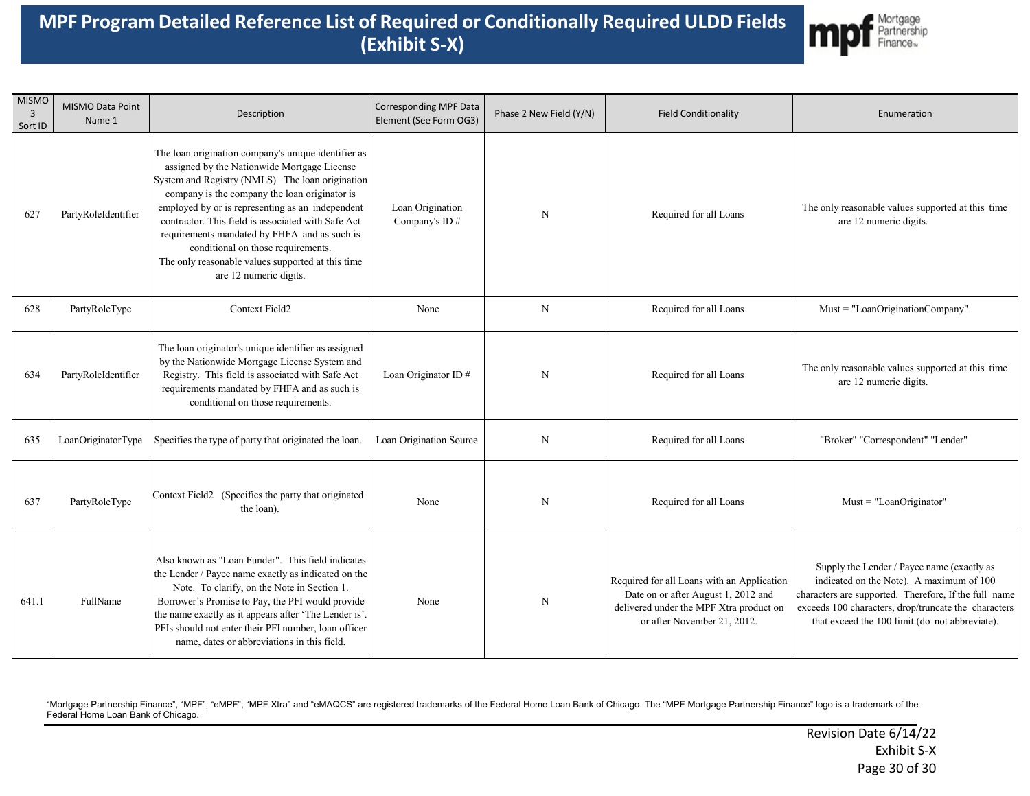# MPF Program Detailed Reference List of Required or Conditionally Required ULDD Fields (Exhibit S-X)

| MISMO 3 Sort ID | MISMO Data Point Name 1 | Description | Corresponding MPF Data Element (See Form OG3) | Phase 2 New Field (Y/N) | Field Conditionality | Enumeration |
|---|---|---|---|---|---|---|
| 627 | PartyRoleIdentifier | The loan origination company's unique identifier as assigned by the Nationwide Mortgage License System and Registry (NMLS). The loan origination company is the company the loan originator is employed by or is representing as an independent contractor. This field is associated with Safe Act requirements mandated by FHFA and as such is conditional on those requirements. The only reasonable values supported at this time are 12 numeric digits. | Loan Origination Company's ID # | N | Required for all Loans | The only reasonable values supported at this time are 12 numeric digits. |
| 628 | PartyRoleType | Context Field2 | None | N | Required for all Loans | Must = "LoanOriginationCompany" |
| 634 | PartyRoleIdentifier | The loan originator's unique identifier as assigned by the Nationwide Mortgage License System and Registry. This field is associated with Safe Act requirements mandated by FHFA and as such is conditional on those requirements. | Loan Originator ID # | N | Required for all Loans | The only reasonable values supported at this time are 12 numeric digits. |
| 635 | LoanOriginatorType | Specifies the type of party that originated the loan. | Loan Origination Source | N | Required for all Loans | "Broker" "Correspondent" "Lender" |
| 637 | PartyRoleType | Context Field2 (Specifies the party that originated the loan). | None | N | Required for all Loans | Must = "LoanOriginator" |
| 641.1 | FullName | Also known as "Loan Funder". This field indicates the Lender / Payee name exactly as indicated on the Note. To clarify, on the Note in Section 1. Borrower's Promise to Pay, the PFI would provide the name exactly as it appears after 'The Lender is'. PFIs should not enter their PFI number, loan officer name, dates or abbreviations in this field. | None | N | Required for all Loans with an Application Date on or after August 1, 2012 and delivered under the MPF Xtra product on or after November 21, 2012. | Supply the Lender / Payee name (exactly as indicated on the Note). A maximum of 100 characters are supported. Therefore, If the full name exceeds 100 characters, drop/truncate the characters that exceed the 100 limit (do not abbreviate). |

"Mortgage Partnership Finance", "MPF", "eMPF", "MPF Xtra" and "eMAQCS" are registered trademarks of the Federal Home Loan Bank of Chicago. The "MPF Mortgage Partnership Finance" logo is a trademark of the Federal Home Loan Bank of Chicago.

Revision Date 6/14/22
Exhibit S-X